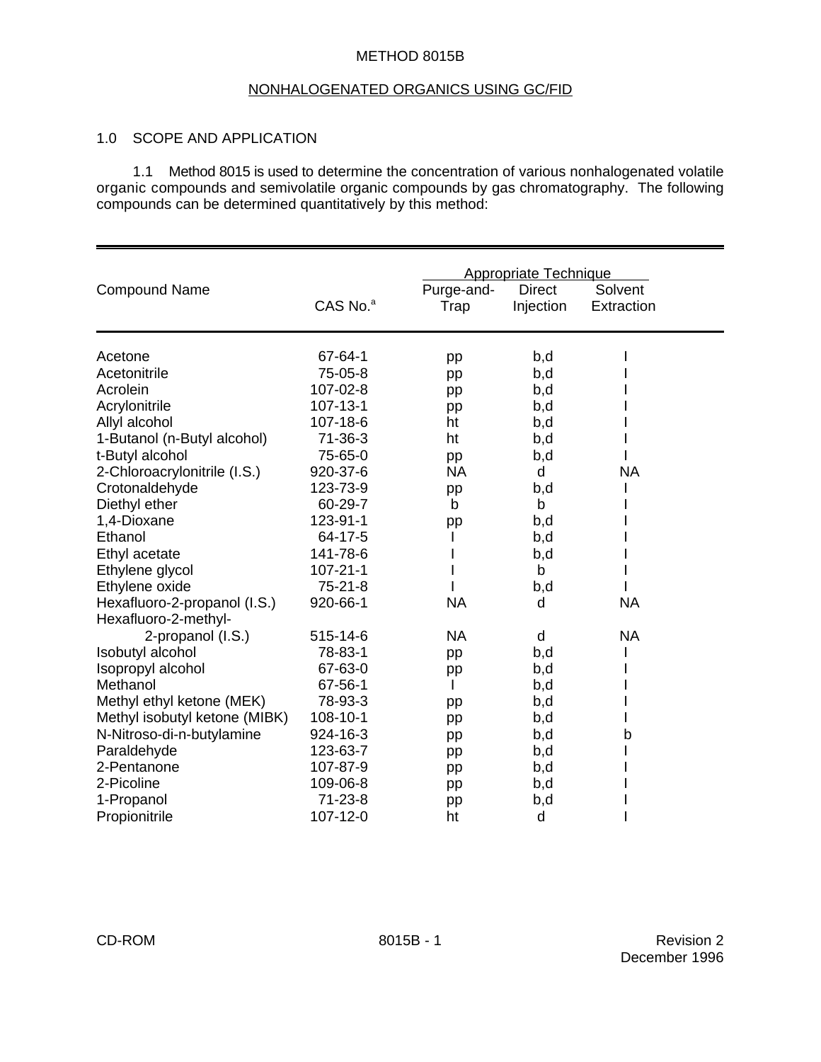# METHOD 8015B

## NONHALOGENATED ORGANICS USING GC/FID

## 1.0 SCOPE AND APPLICATION

1.1 Method 8015 is used to determine the concentration of various nonhalogenated volatile organic compounds and semivolatile organic compounds by gas chromatography. The following compounds can be determined quantitatively by this method:

| Compound Name | CAS No.[a] | Appropriate Technique | | |
|---|---|---|---|---|
| | | Purge-and-Trap | Direct Injection | Solvent Extraction |
| Acetone | 67-64-1 | pp | b,d | I |
| Acetonitrile | 75-05-8 | pp | b,d | I |
| Acrolein | 107-02-8 | pp | b,d | I |
| Acrylonitrile | 107-13-1 | pp | b,d | I |
| Allyl alcohol | 107-18-6 | ht | b,d | I |
| 1-Butanol (n-Butyl alcohol) | 71-36-3 | ht | b,d | I |
| t-Butyl alcohol | 75-65-0 | pp | b,d | I |
| 2-Chloroacrylonitrile (I.S.) | 920-37-6 | NA | d | NA |
| Crotonaldehyde | 123-73-9 | pp | b,d | I |
| Diethyl ether | 60-29-7 | b | b | I |
| 1,4-Dioxane | 123-91-1 | pp | b,d | I |
| Ethanol | 64-17-5 | I | b,d | I |
| Ethyl acetate | 141-78-6 | I | b,d | I |
| Ethylene glycol | 107-21-1 | I | b | I |
| Ethylene oxide | 75-21-8 | I | b,d | I |
| Hexafluoro-2-propanol (I.S.) | 920-66-1 | NA | d | NA |
| Hexafluoro-2-methyl-2-propanol (I.S.) | 515-14-6 | NA | d | NA |
| Isobutyl alcohol | 78-83-1 | pp | b,d | I |
| Isopropyl alcohol | 67-63-0 | pp | b,d | I |
| Methanol | 67-56-1 | I | b,d | I |
| Methyl ethyl ketone (MEK) | 78-93-3 | pp | b,d | I |
| Methyl isobutyl ketone (MIBK) | 108-10-1 | pp | b,d | I |
| N-Nitroso-di-n-butylamine | 924-16-3 | pp | b,d | b |
| Paraldehyde | 123-63-7 | pp | b,d | I |
| 2-Pentanone | 107-87-9 | pp | b,d | I |
| 2-Picoline | 109-06-8 | pp | b,d | I |
| 1-Propanol | 71-23-8 | pp | b,d | I |
| Propionitrile | 107-12-0 | ht | d | I |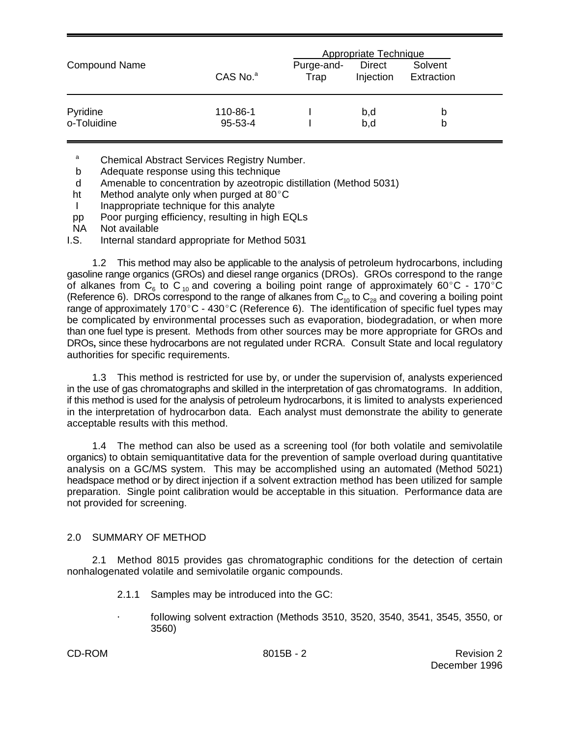| Compound Name | CAS No.[a] | Appropriate Technique Purge-and-Trap | Direct Injection | Solvent Extraction |
|---|---|---|---|---|
| Pyridine | 110-86-1 | I | b,d | b |
| o-Toluidine | 95-53-4 | I | b,d | b |

[a] Chemical Abstract Services Registry Number.
b Adequate response using this technique
d Amenable to concentration by azeotropic distillation (Method 5031)
ht Method analyte only when purged at 80°C
I Inappropriate technique for this analyte
pp Poor purging efficiency, resulting in high EQLs
NA Not available
I.S. Internal standard appropriate for Method 5031

1.2 This method may also be applicable to the analysis of petroleum hydrocarbons, including gasoline range organics (GROs) and diesel range organics (DROs). GROs correspond to the range of alkanes from $C_6$ to $C_{10}$ and covering a boiling point range of approximately 60°C - 170°C (Reference 6). DROs correspond to the range of alkanes from $C_{10}$ to $C_{28}$ and covering a boiling point range of approximately 170°C - 430°C (Reference 6). The identification of specific fuel types may be complicated by environmental processes such as evaporation, biodegradation, or when more than one fuel type is present. Methods from other sources may be more appropriate for GROs and DROs**,** since these hydrocarbons are not regulated under RCRA. Consult State and local regulatory authorities for specific requirements.

1.3 This method is restricted for use by, or under the supervision of, analysts experienced in the use of gas chromatographs and skilled in the interpretation of gas chromatograms. In addition, if this method is used for the analysis of petroleum hydrocarbons, it is limited to analysts experienced in the interpretation of hydrocarbon data. Each analyst must demonstrate the ability to generate acceptable results with this method.

1.4 The method can also be used as a screening tool (for both volatile and semivolatile organics) to obtain semiquantitative data for the prevention of sample overload during quantitative analysis on a GC/MS system. This may be accomplished using an automated (Method 5021) headspace method or by direct injection if a solvent extraction method has been utilized for sample preparation. Single point calibration would be acceptable in this situation. Performance data are not provided for screening.

## 2.0 SUMMARY OF METHOD

2.1 Method 8015 provides gas chromatographic conditions for the detection of certain nonhalogenated volatile and semivolatile organic compounds.

2.1.1 Samples may be introduced into the GC:

- following solvent extraction (Methods 3510, 3520, 3540, 3541, 3545, 3550, or 3560)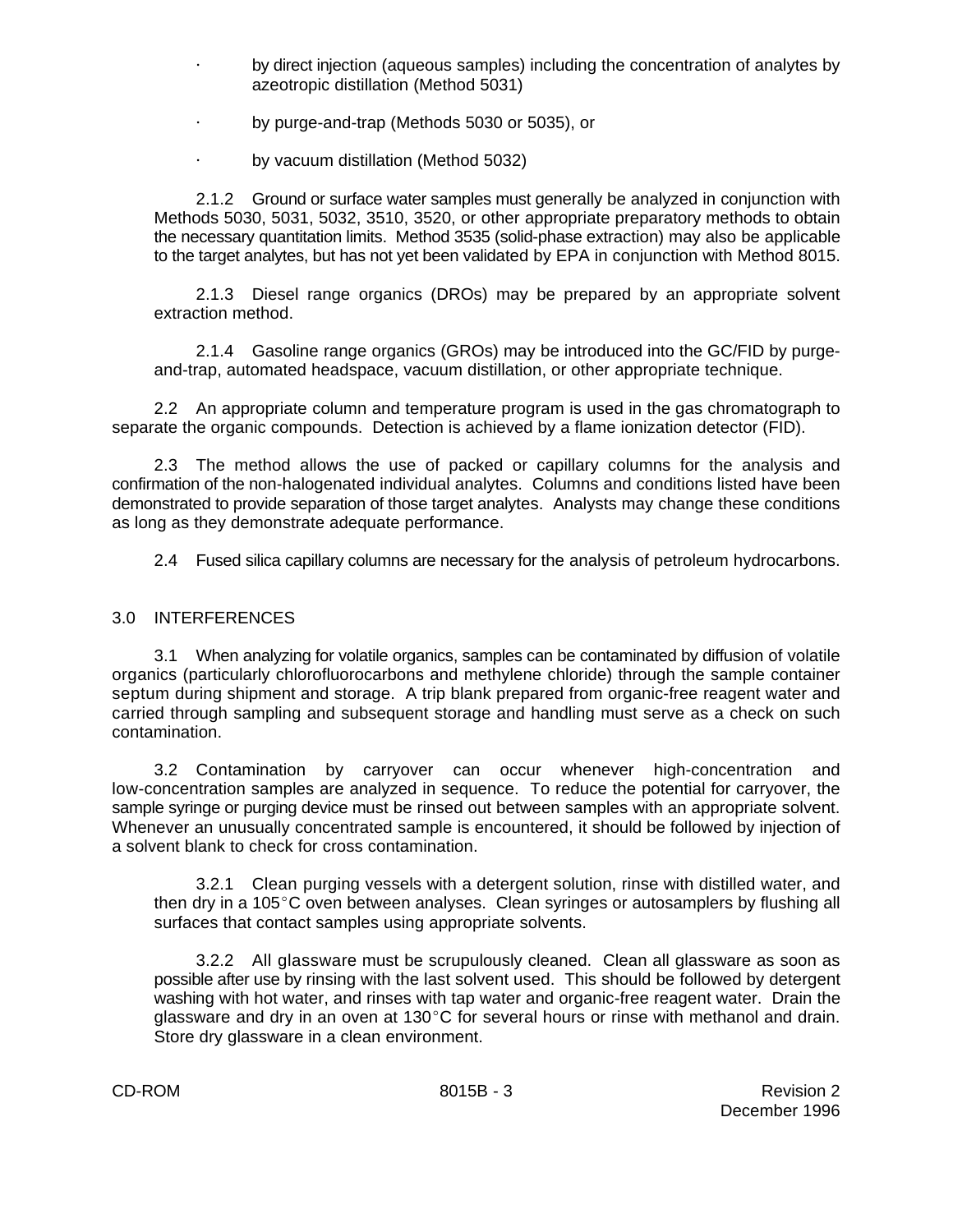- by direct injection (aqueous samples) including the concentration of analytes by azeotropic distillation (Method 5031)
- by purge-and-trap (Methods 5030 or 5035), or
- by vacuum distillation (Method 5032)

2.1.2 Ground or surface water samples must generally be analyzed in conjunction with Methods 5030, 5031, 5032, 3510, 3520, or other appropriate preparatory methods to obtain the necessary quantitation limits. Method 3535 (solid-phase extraction) may also be applicable to the target analytes, but has not yet been validated by EPA in conjunction with Method 8015.

2.1.3 Diesel range organics (DROs) may be prepared by an appropriate solvent extraction method.

2.1.4 Gasoline range organics (GROs) may be introduced into the GC/FID by purge-and-trap, automated headspace, vacuum distillation, or other appropriate technique.

2.2 An appropriate column and temperature program is used in the gas chromatograph to separate the organic compounds. Detection is achieved by a flame ionization detector (FID).

2.3 The method allows the use of packed or capillary columns for the analysis and confirmation of the non-halogenated individual analytes. Columns and conditions listed have been demonstrated to provide separation of those target analytes. Analysts may change these conditions as long as they demonstrate adequate performance.

2.4 Fused silica capillary columns are necessary for the analysis of petroleum hydrocarbons.

## 3.0 INTERFERENCES

3.1 When analyzing for volatile organics, samples can be contaminated by diffusion of volatile organics (particularly chlorofluorocarbons and methylene chloride) through the sample container septum during shipment and storage. A trip blank prepared from organic-free reagent water and carried through sampling and subsequent storage and handling must serve as a check on such contamination.

3.2 Contamination by carryover can occur whenever high-concentration and low-concentration samples are analyzed in sequence. To reduce the potential for carryover, the sample syringe or purging device must be rinsed out between samples with an appropriate solvent. Whenever an unusually concentrated sample is encountered, it should be followed by injection of a solvent blank to check for cross contamination.

3.2.1 Clean purging vessels with a detergent solution, rinse with distilled water, and then dry in a 105°C oven between analyses. Clean syringes or autosamplers by flushing all surfaces that contact samples using appropriate solvents.

3.2.2 All glassware must be scrupulously cleaned. Clean all glassware as soon as possible after use by rinsing with the last solvent used. This should be followed by detergent washing with hot water, and rinses with tap water and organic-free reagent water. Drain the glassware and dry in an oven at 130°C for several hours or rinse with methanol and drain. Store dry glassware in a clean environment.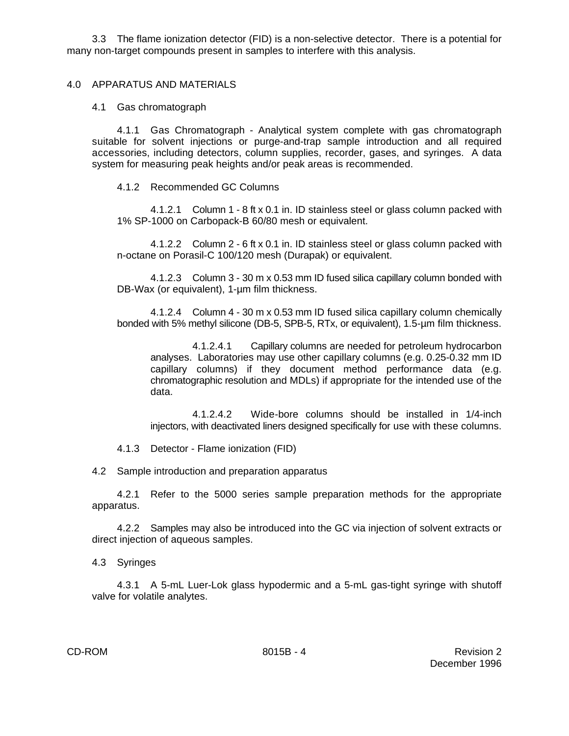3.3 The flame ionization detector (FID) is a non-selective detector. There is a potential for many non-target compounds present in samples to interfere with this analysis.

## 4.0 APPARATUS AND MATERIALS

### 4.1 Gas chromatograph

4.1.1 Gas Chromatograph - Analytical system complete with gas chromatograph suitable for solvent injections or purge-and-trap sample introduction and all required accessories, including detectors, column supplies, recorder, gases, and syringes. A data system for measuring peak heights and/or peak areas is recommended.

4.1.2 Recommended GC Columns

4.1.2.1 Column 1 - 8 ft x 0.1 in. ID stainless steel or glass column packed with 1% SP-1000 on Carbopack-B 60/80 mesh or equivalent.

4.1.2.2 Column 2 - 6 ft x 0.1 in. ID stainless steel or glass column packed with n-octane on Porasil-C 100/120 mesh (Durapak) or equivalent.

4.1.2.3 Column 3 - 30 m x 0.53 mm ID fused silica capillary column bonded with DB-Wax (or equivalent), 1-µm film thickness.

4.1.2.4 Column 4 - 30 m x 0.53 mm ID fused silica capillary column chemically bonded with 5% methyl silicone (DB-5, SPB-5, RTx, or equivalent), 1.5-µm film thickness.

4.1.2.4.1 Capillary columns are needed for petroleum hydrocarbon analyses. Laboratories may use other capillary columns (e.g. 0.25-0.32 mm ID capillary columns) if they document method performance data (e.g. chromatographic resolution and MDLs) if appropriate for the intended use of the data.

4.1.2.4.2 Wide-bore columns should be installed in 1/4-inch injectors, with deactivated liners designed specifically for use with these columns.

4.1.3 Detector - Flame ionization (FID)

### 4.2 Sample introduction and preparation apparatus

4.2.1 Refer to the 5000 series sample preparation methods for the appropriate apparatus.

4.2.2 Samples may also be introduced into the GC via injection of solvent extracts or direct injection of aqueous samples.

### 4.3 Syringes

4.3.1 A 5-mL Luer-Lok glass hypodermic and a 5-mL gas-tight syringe with shutoff valve for volatile analytes.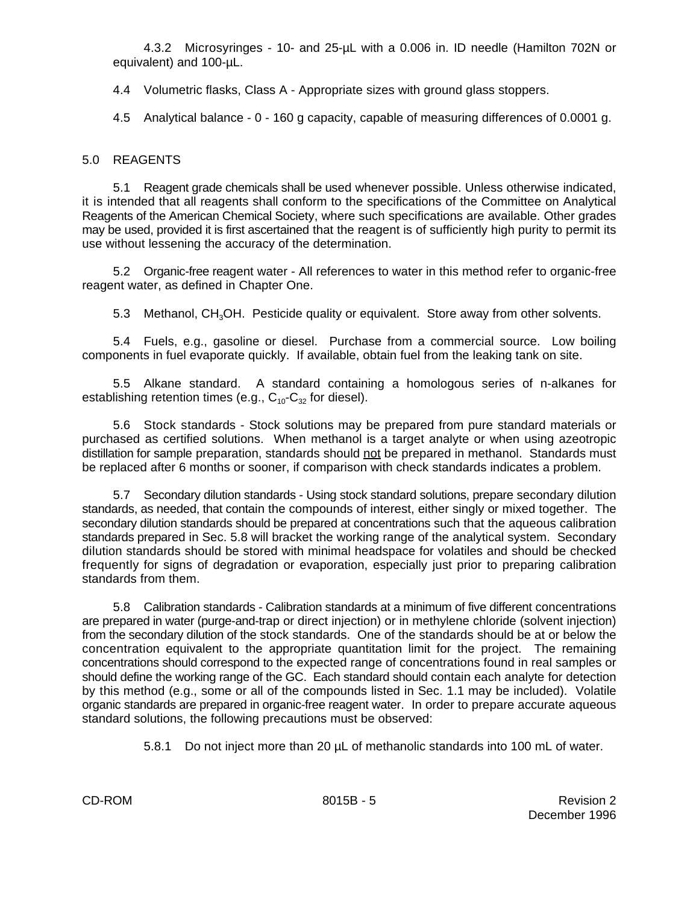4.3.2 Microsyringes - 10- and 25-µL with a 0.006 in. ID needle (Hamilton 702N or equivalent) and 100-µL.

4.4 Volumetric flasks, Class A - Appropriate sizes with ground glass stoppers.

4.5 Analytical balance - 0 - 160 g capacity, capable of measuring differences of 0.0001 g.

## 5.0 REAGENTS

5.1 Reagent grade chemicals shall be used whenever possible. Unless otherwise indicated, it is intended that all reagents shall conform to the specifications of the Committee on Analytical Reagents of the American Chemical Society, where such specifications are available. Other grades may be used, provided it is first ascertained that the reagent is of sufficiently high purity to permit its use without lessening the accuracy of the determination.

5.2 Organic-free reagent water - All references to water in this method refer to organic-free reagent water, as defined in Chapter One.

5.3 Methanol, $CH_3OH$. Pesticide quality or equivalent. Store away from other solvents.

5.4 Fuels, e.g., gasoline or diesel. Purchase from a commercial source. Low boiling components in fuel evaporate quickly. If available, obtain fuel from the leaking tank on site.

5.5 Alkane standard. A standard containing a homologous series of n-alkanes for establishing retention times (e.g., $C_{10}$-$C_{32}$ for diesel).

5.6 Stock standards - Stock solutions may be prepared from pure standard materials or purchased as certified solutions. When methanol is a target analyte or when using azeotropic distillation for sample preparation, standards should not be prepared in methanol. Standards must be replaced after 6 months or sooner, if comparison with check standards indicates a problem.

5.7 Secondary dilution standards - Using stock standard solutions, prepare secondary dilution standards, as needed, that contain the compounds of interest, either singly or mixed together. The secondary dilution standards should be prepared at concentrations such that the aqueous calibration standards prepared in Sec. 5.8 will bracket the working range of the analytical system. Secondary dilution standards should be stored with minimal headspace for volatiles and should be checked frequently for signs of degradation or evaporation, especially just prior to preparing calibration standards from them.

5.8 Calibration standards - Calibration standards at a minimum of five different concentrations are prepared in water (purge-and-trap or direct injection) or in methylene chloride (solvent injection) from the secondary dilution of the stock standards. One of the standards should be at or below the concentration equivalent to the appropriate quantitation limit for the project. The remaining concentrations should correspond to the expected range of concentrations found in real samples or should define the working range of the GC. Each standard should contain each analyte for detection by this method (e.g., some or all of the compounds listed in Sec. 1.1 may be included). Volatile organic standards are prepared in organic-free reagent water. In order to prepare accurate aqueous standard solutions, the following precautions must be observed:

5.8.1 Do not inject more than 20 µL of methanolic standards into 100 mL of water.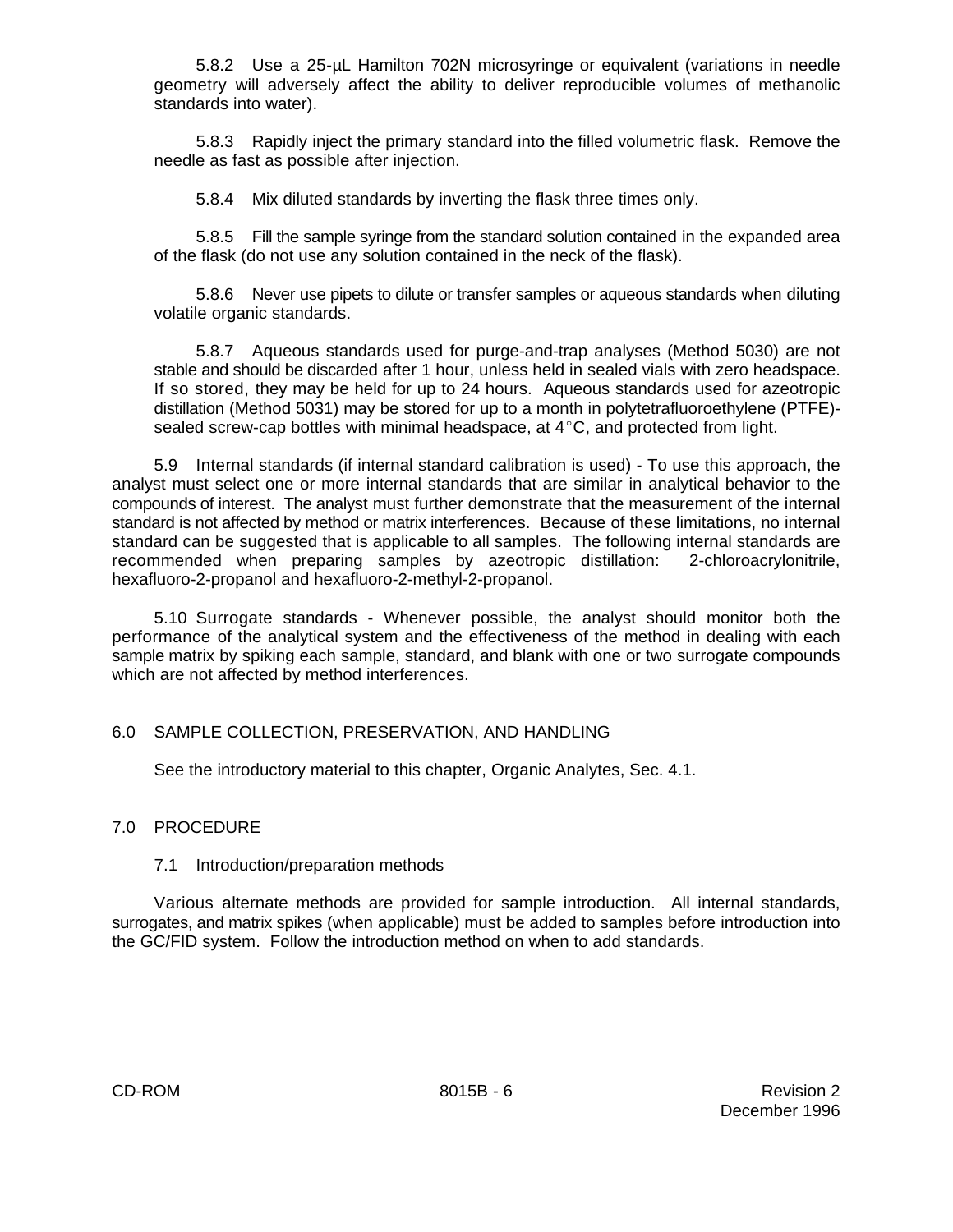5.8.2 Use a 25-µL Hamilton 702N microsyringe or equivalent (variations in needle geometry will adversely affect the ability to deliver reproducible volumes of methanolic standards into water).

5.8.3 Rapidly inject the primary standard into the filled volumetric flask. Remove the needle as fast as possible after injection.

5.8.4 Mix diluted standards by inverting the flask three times only.

5.8.5 Fill the sample syringe from the standard solution contained in the expanded area of the flask (do not use any solution contained in the neck of the flask).

5.8.6 Never use pipets to dilute or transfer samples or aqueous standards when diluting volatile organic standards.

5.8.7 Aqueous standards used for purge-and-trap analyses (Method 5030) are not stable and should be discarded after 1 hour, unless held in sealed vials with zero headspace. If so stored, they may be held for up to 24 hours. Aqueous standards used for azeotropic distillation (Method 5031) may be stored for up to a month in polytetrafluoroethylene (PTFE)-sealed screw-cap bottles with minimal headspace, at 4°C, and protected from light.

5.9 Internal standards (if internal standard calibration is used) - To use this approach, the analyst must select one or more internal standards that are similar in analytical behavior to the compounds of interest. The analyst must further demonstrate that the measurement of the internal standard is not affected by method or matrix interferences. Because of these limitations, no internal standard can be suggested that is applicable to all samples. The following internal standards are recommended when preparing samples by azeotropic distillation: 2-chloroacrylonitrile, hexafluoro-2-propanol and hexafluoro-2-methyl-2-propanol.

5.10 Surrogate standards - Whenever possible, the analyst should monitor both the performance of the analytical system and the effectiveness of the method in dealing with each sample matrix by spiking each sample, standard, and blank with one or two surrogate compounds which are not affected by method interferences.

## 6.0 SAMPLE COLLECTION, PRESERVATION, AND HANDLING

See the introductory material to this chapter, Organic Analytes, Sec. 4.1.

## 7.0 PROCEDURE

### 7.1 Introduction/preparation methods

Various alternate methods are provided for sample introduction. All internal standards, surrogates, and matrix spikes (when applicable) must be added to samples before introduction into the GC/FID system. Follow the introduction method on when to add standards.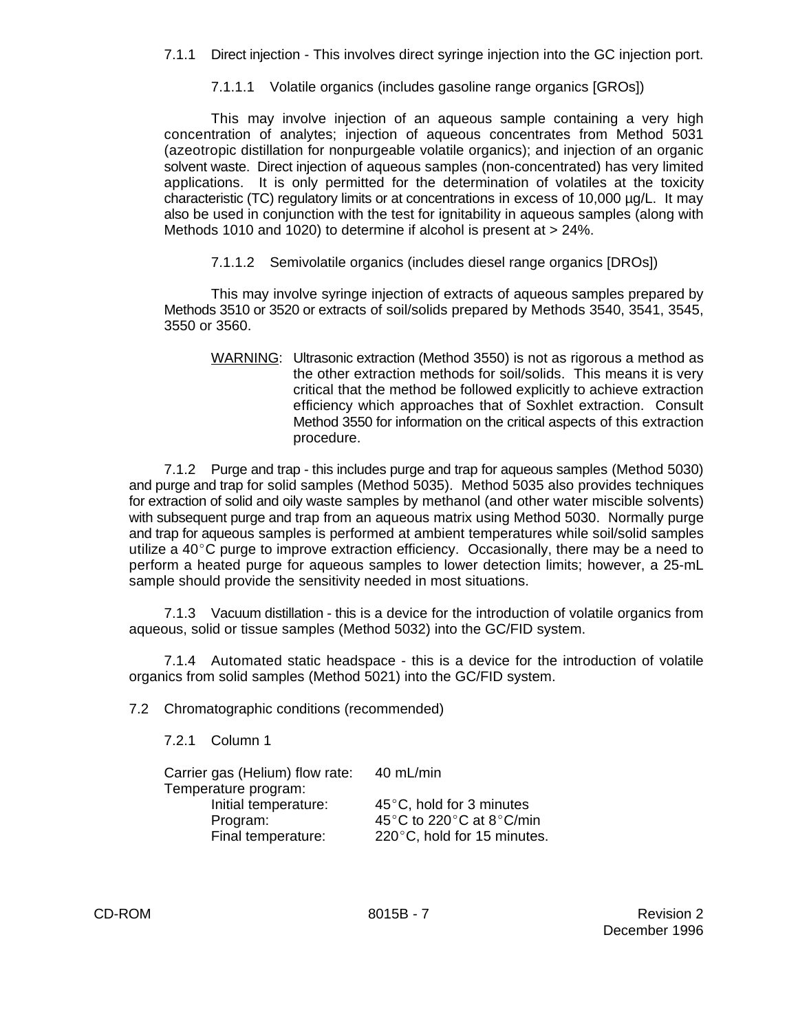7.1.1 Direct injection - This involves direct syringe injection into the GC injection port.

7.1.1.1 Volatile organics (includes gasoline range organics [GROs])

This may involve injection of an aqueous sample containing a very high concentration of analytes; injection of aqueous concentrates from Method 5031 (azeotropic distillation for nonpurgeable volatile organics); and injection of an organic solvent waste. Direct injection of aqueous samples (non-concentrated) has very limited applications. It is only permitted for the determination of volatiles at the toxicity characteristic (TC) regulatory limits or at concentrations in excess of 10,000 µg/L. It may also be used in conjunction with the test for ignitability in aqueous samples (along with Methods 1010 and 1020) to determine if alcohol is present at > 24%.

7.1.1.2 Semivolatile organics (includes diesel range organics [DROs])

This may involve syringe injection of extracts of aqueous samples prepared by Methods 3510 or 3520 or extracts of soil/solids prepared by Methods 3540, 3541, 3545, 3550 or 3560.

<u>WARNING</u>: Ultrasonic extraction (Method 3550) is not as rigorous a method as the other extraction methods for soil/solids. This means it is very critical that the method be followed explicitly to achieve extraction efficiency which approaches that of Soxhlet extraction. Consult Method 3550 for information on the critical aspects of this extraction procedure.

7.1.2 Purge and trap - this includes purge and trap for aqueous samples (Method 5030) and purge and trap for solid samples (Method 5035). Method 5035 also provides techniques for extraction of solid and oily waste samples by methanol (and other water miscible solvents) with subsequent purge and trap from an aqueous matrix using Method 5030. Normally purge and trap for aqueous samples is performed at ambient temperatures while soil/solid samples utilize a 40°C purge to improve extraction efficiency. Occasionally, there may be a need to perform a heated purge for aqueous samples to lower detection limits; however, a 25-mL sample should provide the sensitivity needed in most situations.

7.1.3 Vacuum distillation - this is a device for the introduction of volatile organics from aqueous, solid or tissue samples (Method 5032) into the GC/FID system.

7.1.4 Automated static headspace - this is a device for the introduction of volatile organics from solid samples (Method 5021) into the GC/FID system.

7.2 Chromatographic conditions (recommended)

7.2.1 Column 1

| | |
|---|---|
| Carrier gas (Helium) flow rate: | 40 mL/min |
| Temperature program: | |
| Initial temperature: | 45°C, hold for 3 minutes |
| Program: | 45°C to 220°C at 8°C/min |
| Final temperature: | 220°C, hold for 15 minutes. |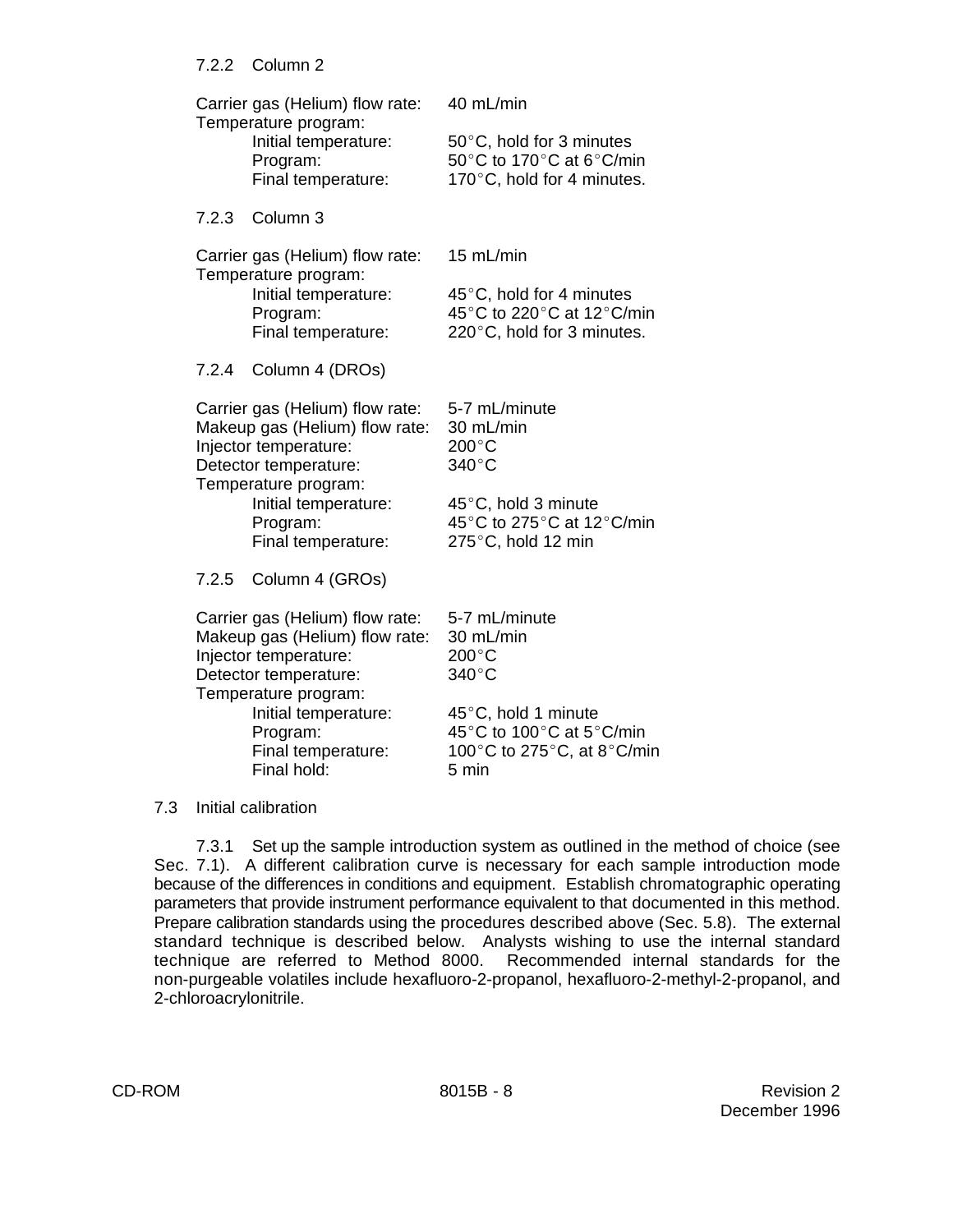#### 7.2.2 Column 2

| | |
|---|---|
| Carrier gas (Helium) flow rate: | 40 mL/min |
| Temperature program: | |
| Initial temperature: | 50°C, hold for 3 minutes |
| Program: | 50°C to 170°C at 6°C/min |
| Final temperature: | 170°C, hold for 4 minutes. |

#### 7.2.3 Column 3

| | |
|---|---|
| Carrier gas (Helium) flow rate: | 15 mL/min |
| Temperature program: | |
| Initial temperature: | 45°C, hold for 4 minutes |
| Program: | 45°C to 220°C at 12°C/min |
| Final temperature: | 220°C, hold for 3 minutes. |

#### 7.2.4 Column 4 (DROs)

| | |
|---|---|
| Carrier gas (Helium) flow rate: | 5-7 mL/minute |
| Makeup gas (Helium) flow rate: | 30 mL/min |
| Injector temperature: | 200°C |
| Detector temperature: | 340°C |
| Temperature program: | |
| Initial temperature: | 45°C, hold 3 minute |
| Program: | 45°C to 275°C at 12°C/min |
| Final temperature: | 275°C, hold 12 min |

#### 7.2.5 Column 4 (GROs)

| | |
|---|---|
| Carrier gas (Helium) flow rate: | 5-7 mL/minute |
| Makeup gas (Helium) flow rate: | 30 mL/min |
| Injector temperature: | 200°C |
| Detector temperature: | 340°C |
| Temperature program: | |
| Initial temperature: | 45°C, hold 1 minute |
| Program: | 45°C to 100°C at 5°C/min |
| Final temperature: | 100°C to 275°C, at 8°C/min |
| Final hold: | 5 min |

### 7.3 Initial calibration

7.3.1 Set up the sample introduction system as outlined in the method of choice (see Sec. 7.1). A different calibration curve is necessary for each sample introduction mode because of the differences in conditions and equipment. Establish chromatographic operating parameters that provide instrument performance equivalent to that documented in this method. Prepare calibration standards using the procedures described above (Sec. 5.8). The external standard technique is described below. Analysts wishing to use the internal standard technique are referred to Method 8000. Recommended internal standards for the non-purgeable volatiles include hexafluoro-2-propanol, hexafluoro-2-methyl-2-propanol, and 2-chloroacrylonitrile.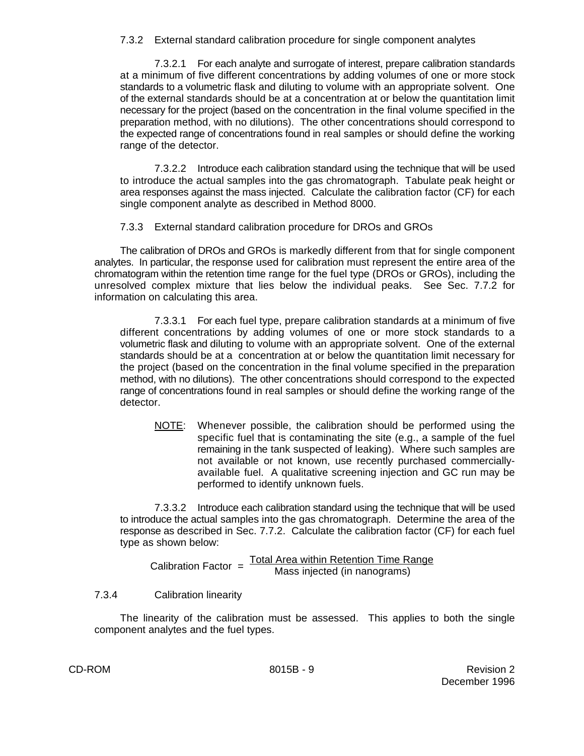7.3.2 External standard calibration procedure for single component analytes

7.3.2.1 For each analyte and surrogate of interest, prepare calibration standards at a minimum of five different concentrations by adding volumes of one or more stock standards to a volumetric flask and diluting to volume with an appropriate solvent. One of the external standards should be at a concentration at or below the quantitation limit necessary for the project (based on the concentration in the final volume specified in the preparation method, with no dilutions). The other concentrations should correspond to the expected range of concentrations found in real samples or should define the working range of the detector.

7.3.2.2 Introduce each calibration standard using the technique that will be used to introduce the actual samples into the gas chromatograph. Tabulate peak height or area responses against the mass injected. Calculate the calibration factor (CF) for each single component analyte as described in Method 8000.

7.3.3 External standard calibration procedure for DROs and GROs

The calibration of DROs and GROs is markedly different from that for single component analytes. In particular, the response used for calibration must represent the entire area of the chromatogram within the retention time range for the fuel type (DROs or GROs), including the unresolved complex mixture that lies below the individual peaks. See Sec. 7.7.2 for information on calculating this area.

7.3.3.1 For each fuel type, prepare calibration standards at a minimum of five different concentrations by adding volumes of one or more stock standards to a volumetric flask and diluting to volume with an appropriate solvent. One of the external standards should be at a concentration at or below the quantitation limit necessary for the project (based on the concentration in the final volume specified in the preparation method, with no dilutions). The other concentrations should correspond to the expected range of concentrations found in real samples or should define the working range of the detector.

NOTE: Whenever possible, the calibration should be performed using the specific fuel that is contaminating the site (e.g., a sample of the fuel remaining in the tank suspected of leaking). Where such samples are not available or not known, use recently purchased commercially-available fuel. A qualitative screening injection and GC run may be performed to identify unknown fuels.

7.3.3.2 Introduce each calibration standard using the technique that will be used to introduce the actual samples into the gas chromatograph. Determine the area of the response as described in Sec. 7.7.2. Calculate the calibration factor (CF) for each fuel type as shown below:

$$\text{Calibration Factor} = \frac{\text{Total Area within Retention Time Range}}{\text{Mass injected (in nanograms)}}$$

7.3.4 Calibration linearity

The linearity of the calibration must be assessed. This applies to both the single component analytes and the fuel types.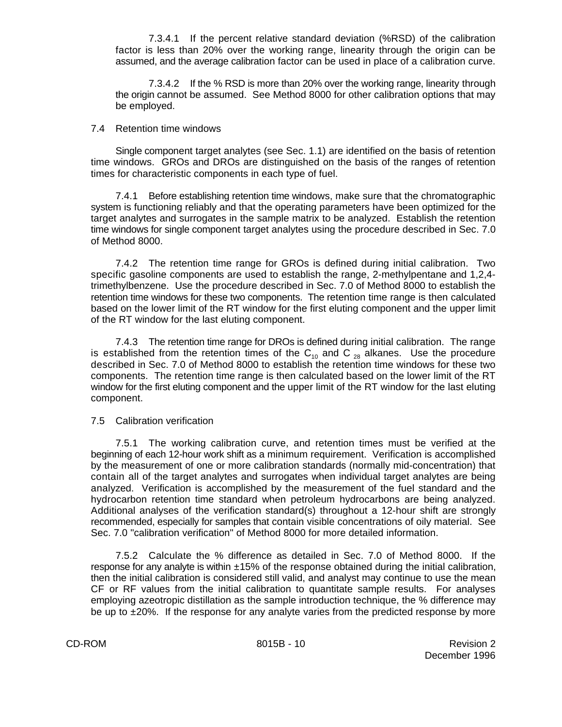7.3.4.1 If the percent relative standard deviation (%RSD) of the calibration factor is less than 20% over the working range, linearity through the origin can be assumed, and the average calibration factor can be used in place of a calibration curve.

7.3.4.2 If the % RSD is more than 20% over the working range, linearity through the origin cannot be assumed. See Method 8000 for other calibration options that may be employed.

7.4 Retention time windows

Single component target analytes (see Sec. 1.1) are identified on the basis of retention time windows. GROs and DROs are distinguished on the basis of the ranges of retention times for characteristic components in each type of fuel.

7.4.1 Before establishing retention time windows, make sure that the chromatographic system is functioning reliably and that the operating parameters have been optimized for the target analytes and surrogates in the sample matrix to be analyzed. Establish the retention time windows for single component target analytes using the procedure described in Sec. 7.0 of Method 8000.

7.4.2 The retention time range for GROs is defined during initial calibration. Two specific gasoline components are used to establish the range, 2-methylpentane and 1,2,4-trimethylbenzene. Use the procedure described in Sec. 7.0 of Method 8000 to establish the retention time windows for these two components. The retention time range is then calculated based on the lower limit of the RT window for the first eluting component and the upper limit of the RT window for the last eluting component.

7.4.3 The retention time range for DROs is defined during initial calibration. The range is established from the retention times of the $C_{10}$ and $C_{28}$ alkanes. Use the procedure described in Sec. 7.0 of Method 8000 to establish the retention time windows for these two components. The retention time range is then calculated based on the lower limit of the RT window for the first eluting component and the upper limit of the RT window for the last eluting component.

7.5 Calibration verification

7.5.1 The working calibration curve, and retention times must be verified at the beginning of each 12-hour work shift as a minimum requirement. Verification is accomplished by the measurement of one or more calibration standards (normally mid-concentration) that contain all of the target analytes and surrogates when individual target analytes are being analyzed. Verification is accomplished by the measurement of the fuel standard and the hydrocarbon retention time standard when petroleum hydrocarbons are being analyzed. Additional analyses of the verification standard(s) throughout a 12-hour shift are strongly recommended, especially for samples that contain visible concentrations of oily material. See Sec. 7.0 "calibration verification" of Method 8000 for more detailed information.

7.5.2 Calculate the % difference as detailed in Sec. 7.0 of Method 8000. If the response for any analyte is within ±15% of the response obtained during the initial calibration, then the initial calibration is considered still valid, and analyst may continue to use the mean CF or RF values from the initial calibration to quantitate sample results. For analyses employing azeotropic distillation as the sample introduction technique, the % difference may be up to ±20%. If the response for any analyte varies from the predicted response by more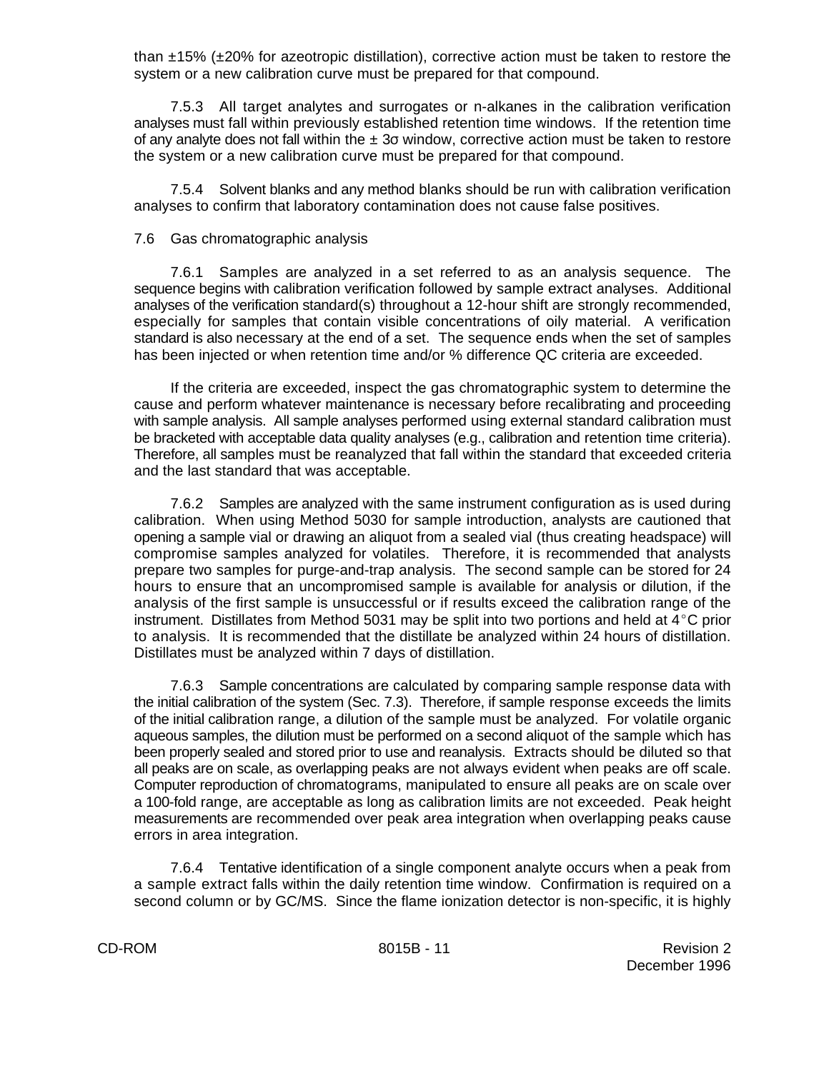than ±15% (±20% for azeotropic distillation), corrective action must be taken to restore the system or a new calibration curve must be prepared for that compound.

7.5.3 All target analytes and surrogates or n-alkanes in the calibration verification analyses must fall within previously established retention time windows. If the retention time of any analyte does not fall within the ± 3σ window, corrective action must be taken to restore the system or a new calibration curve must be prepared for that compound.

7.5.4 Solvent blanks and any method blanks should be run with calibration verification analyses to confirm that laboratory contamination does not cause false positives.

7.6 Gas chromatographic analysis

7.6.1 Samples are analyzed in a set referred to as an analysis sequence. The sequence begins with calibration verification followed by sample extract analyses. Additional analyses of the verification standard(s) throughout a 12-hour shift are strongly recommended, especially for samples that contain visible concentrations of oily material. A verification standard is also necessary at the end of a set. The sequence ends when the set of samples has been injected or when retention time and/or % difference QC criteria are exceeded.

If the criteria are exceeded, inspect the gas chromatographic system to determine the cause and perform whatever maintenance is necessary before recalibrating and proceeding with sample analysis. All sample analyses performed using external standard calibration must be bracketed with acceptable data quality analyses (e.g., calibration and retention time criteria). Therefore, all samples must be reanalyzed that fall within the standard that exceeded criteria and the last standard that was acceptable.

7.6.2 Samples are analyzed with the same instrument configuration as is used during calibration. When using Method 5030 for sample introduction, analysts are cautioned that opening a sample vial or drawing an aliquot from a sealed vial (thus creating headspace) will compromise samples analyzed for volatiles. Therefore, it is recommended that analysts prepare two samples for purge-and-trap analysis. The second sample can be stored for 24 hours to ensure that an uncompromised sample is available for analysis or dilution, if the analysis of the first sample is unsuccessful or if results exceed the calibration range of the instrument. Distillates from Method 5031 may be split into two portions and held at 4°C prior to analysis. It is recommended that the distillate be analyzed within 24 hours of distillation. Distillates must be analyzed within 7 days of distillation.

7.6.3 Sample concentrations are calculated by comparing sample response data with the initial calibration of the system (Sec. 7.3). Therefore, if sample response exceeds the limits of the initial calibration range, a dilution of the sample must be analyzed. For volatile organic aqueous samples, the dilution must be performed on a second aliquot of the sample which has been properly sealed and stored prior to use and reanalysis. Extracts should be diluted so that all peaks are on scale, as overlapping peaks are not always evident when peaks are off scale. Computer reproduction of chromatograms, manipulated to ensure all peaks are on scale over a 100-fold range, are acceptable as long as calibration limits are not exceeded. Peak height measurements are recommended over peak area integration when overlapping peaks cause errors in area integration.

7.6.4 Tentative identification of a single component analyte occurs when a peak from a sample extract falls within the daily retention time window. Confirmation is required on a second column or by GC/MS. Since the flame ionization detector is non-specific, it is highly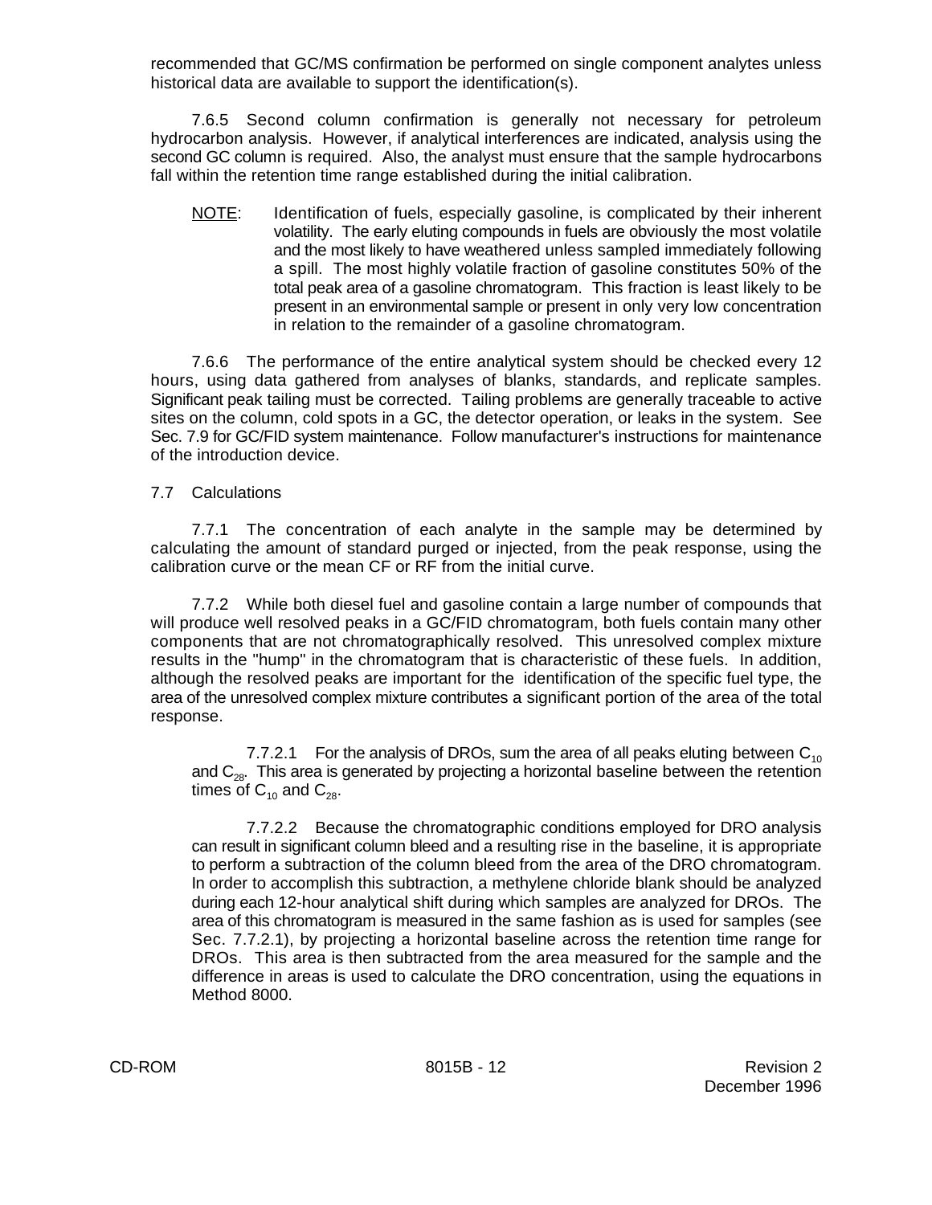recommended that GC/MS confirmation be performed on single component analytes unless historical data are available to support the identification(s).

7.6.5 Second column confirmation is generally not necessary for petroleum hydrocarbon analysis. However, if analytical interferences are indicated, analysis using the second GC column is required. Also, the analyst must ensure that the sample hydrocarbons fall within the retention time range established during the initial calibration.

NOTE: Identification of fuels, especially gasoline, is complicated by their inherent volatility. The early eluting compounds in fuels are obviously the most volatile and the most likely to have weathered unless sampled immediately following a spill. The most highly volatile fraction of gasoline constitutes 50% of the total peak area of a gasoline chromatogram. This fraction is least likely to be present in an environmental sample or present in only very low concentration in relation to the remainder of a gasoline chromatogram.

7.6.6 The performance of the entire analytical system should be checked every 12 hours, using data gathered from analyses of blanks, standards, and replicate samples. Significant peak tailing must be corrected. Tailing problems are generally traceable to active sites on the column, cold spots in a GC, the detector operation, or leaks in the system. See Sec. 7.9 for GC/FID system maintenance. Follow manufacturer's instructions for maintenance of the introduction device.

7.7 Calculations

7.7.1 The concentration of each analyte in the sample may be determined by calculating the amount of standard purged or injected, from the peak response, using the calibration curve or the mean CF or RF from the initial curve.

7.7.2 While both diesel fuel and gasoline contain a large number of compounds that will produce well resolved peaks in a GC/FID chromatogram, both fuels contain many other components that are not chromatographically resolved. This unresolved complex mixture results in the "hump" in the chromatogram that is characteristic of these fuels. In addition, although the resolved peaks are important for the identification of the specific fuel type, the area of the unresolved complex mixture contributes a significant portion of the area of the total response.

7.7.2.1 For the analysis of DROs, sum the area of all peaks eluting between $C_{10}$ and $C_{28}$. This area is generated by projecting a horizontal baseline between the retention times of $C_{10}$ and $C_{28}$.

7.7.2.2 Because the chromatographic conditions employed for DRO analysis can result in significant column bleed and a resulting rise in the baseline, it is appropriate to perform a subtraction of the column bleed from the area of the DRO chromatogram. In order to accomplish this subtraction, a methylene chloride blank should be analyzed during each 12-hour analytical shift during which samples are analyzed for DROs. The area of this chromatogram is measured in the same fashion as is used for samples (see Sec. 7.7.2.1), by projecting a horizontal baseline across the retention time range for DROs. This area is then subtracted from the area measured for the sample and the difference in areas is used to calculate the DRO concentration, using the equations in Method 8000.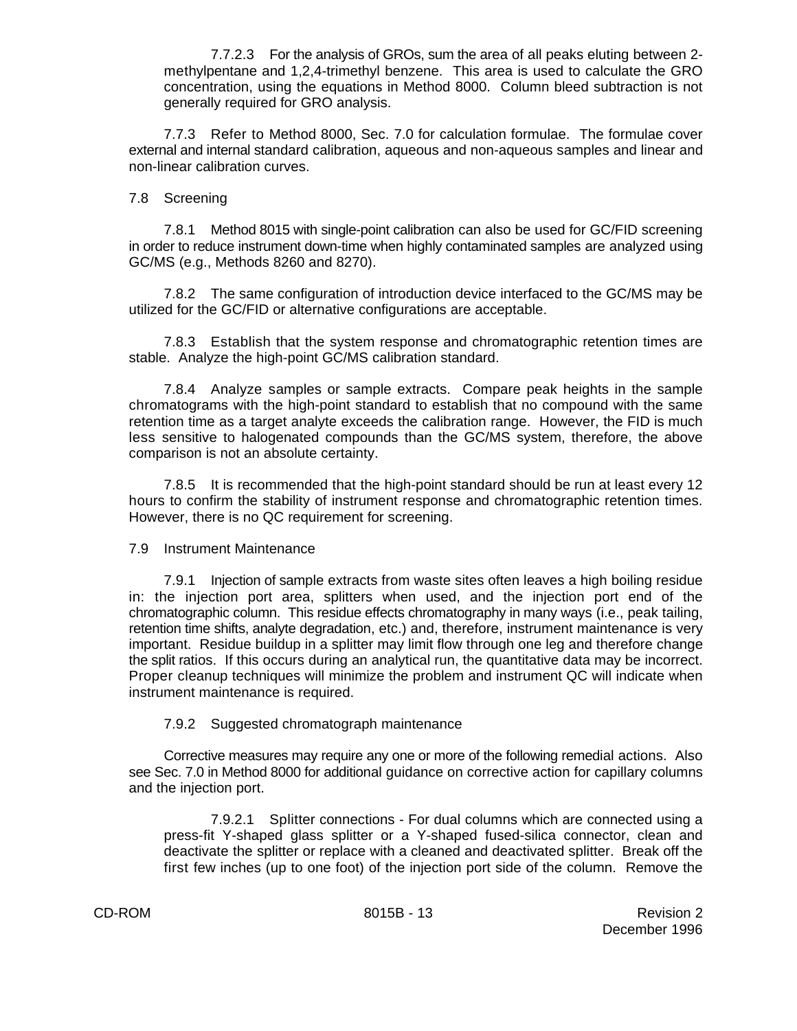7.7.2.3 For the analysis of GROs, sum the area of all peaks eluting between 2-methylpentane and 1,2,4-trimethyl benzene. This area is used to calculate the GRO concentration, using the equations in Method 8000. Column bleed subtraction is not generally required for GRO analysis.

7.7.3 Refer to Method 8000, Sec. 7.0 for calculation formulae. The formulae cover external and internal standard calibration, aqueous and non-aqueous samples and linear and non-linear calibration curves.

7.8 Screening

7.8.1 Method 8015 with single-point calibration can also be used for GC/FID screening in order to reduce instrument down-time when highly contaminated samples are analyzed using GC/MS (e.g., Methods 8260 and 8270).

7.8.2 The same configuration of introduction device interfaced to the GC/MS may be utilized for the GC/FID or alternative configurations are acceptable.

7.8.3 Establish that the system response and chromatographic retention times are stable. Analyze the high-point GC/MS calibration standard.

7.8.4 Analyze samples or sample extracts. Compare peak heights in the sample chromatograms with the high-point standard to establish that no compound with the same retention time as a target analyte exceeds the calibration range. However, the FID is much less sensitive to halogenated compounds than the GC/MS system, therefore, the above comparison is not an absolute certainty.

7.8.5 It is recommended that the high-point standard should be run at least every 12 hours to confirm the stability of instrument response and chromatographic retention times. However, there is no QC requirement for screening.

7.9 Instrument Maintenance

7.9.1 Injection of sample extracts from waste sites often leaves a high boiling residue in: the injection port area, splitters when used, and the injection port end of the chromatographic column. This residue effects chromatography in many ways (i.e., peak tailing, retention time shifts, analyte degradation, etc.) and, therefore, instrument maintenance is very important. Residue buildup in a splitter may limit flow through one leg and therefore change the split ratios. If this occurs during an analytical run, the quantitative data may be incorrect. Proper cleanup techniques will minimize the problem and instrument QC will indicate when instrument maintenance is required.

7.9.2 Suggested chromatograph maintenance

Corrective measures may require any one or more of the following remedial actions. Also see Sec. 7.0 in Method 8000 for additional guidance on corrective action for capillary columns and the injection port.

7.9.2.1 Splitter connections - For dual columns which are connected using a press-fit Y-shaped glass splitter or a Y-shaped fused-silica connector, clean and deactivate the splitter or replace with a cleaned and deactivated splitter. Break off the first few inches (up to one foot) of the injection port side of the column. Remove the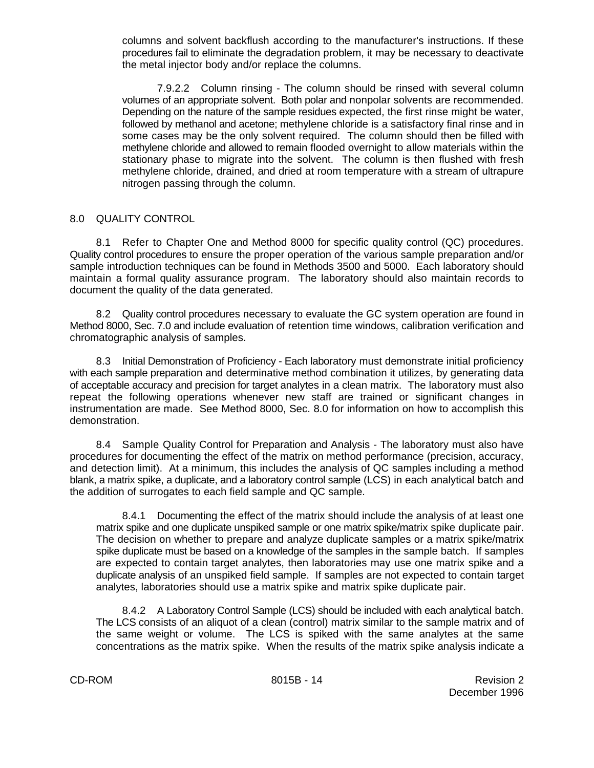columns and solvent backflush according to the manufacturer's instructions. If these procedures fail to eliminate the degradation problem, it may be necessary to deactivate the metal injector body and/or replace the columns.

7.9.2.2 Column rinsing - The column should be rinsed with several column volumes of an appropriate solvent. Both polar and nonpolar solvents are recommended. Depending on the nature of the sample residues expected, the first rinse might be water, followed by methanol and acetone; methylene chloride is a satisfactory final rinse and in some cases may be the only solvent required. The column should then be filled with methylene chloride and allowed to remain flooded overnight to allow materials within the stationary phase to migrate into the solvent. The column is then flushed with fresh methylene chloride, drained, and dried at room temperature with a stream of ultrapure nitrogen passing through the column.

## 8.0 QUALITY CONTROL

8.1 Refer to Chapter One and Method 8000 for specific quality control (QC) procedures. Quality control procedures to ensure the proper operation of the various sample preparation and/or sample introduction techniques can be found in Methods 3500 and 5000. Each laboratory should maintain a formal quality assurance program. The laboratory should also maintain records to document the quality of the data generated.

8.2 Quality control procedures necessary to evaluate the GC system operation are found in Method 8000, Sec. 7.0 and include evaluation of retention time windows, calibration verification and chromatographic analysis of samples.

8.3 Initial Demonstration of Proficiency - Each laboratory must demonstrate initial proficiency with each sample preparation and determinative method combination it utilizes, by generating data of acceptable accuracy and precision for target analytes in a clean matrix. The laboratory must also repeat the following operations whenever new staff are trained or significant changes in instrumentation are made. See Method 8000, Sec. 8.0 for information on how to accomplish this demonstration.

8.4 Sample Quality Control for Preparation and Analysis - The laboratory must also have procedures for documenting the effect of the matrix on method performance (precision, accuracy, and detection limit). At a minimum, this includes the analysis of QC samples including a method blank, a matrix spike, a duplicate, and a laboratory control sample (LCS) in each analytical batch and the addition of surrogates to each field sample and QC sample.

8.4.1 Documenting the effect of the matrix should include the analysis of at least one matrix spike and one duplicate unspiked sample or one matrix spike/matrix spike duplicate pair. The decision on whether to prepare and analyze duplicate samples or a matrix spike/matrix spike duplicate must be based on a knowledge of the samples in the sample batch. If samples are expected to contain target analytes, then laboratories may use one matrix spike and a duplicate analysis of an unspiked field sample. If samples are not expected to contain target analytes, laboratories should use a matrix spike and matrix spike duplicate pair.

8.4.2 A Laboratory Control Sample (LCS) should be included with each analytical batch. The LCS consists of an aliquot of a clean (control) matrix similar to the sample matrix and of the same weight or volume. The LCS is spiked with the same analytes at the same concentrations as the matrix spike. When the results of the matrix spike analysis indicate a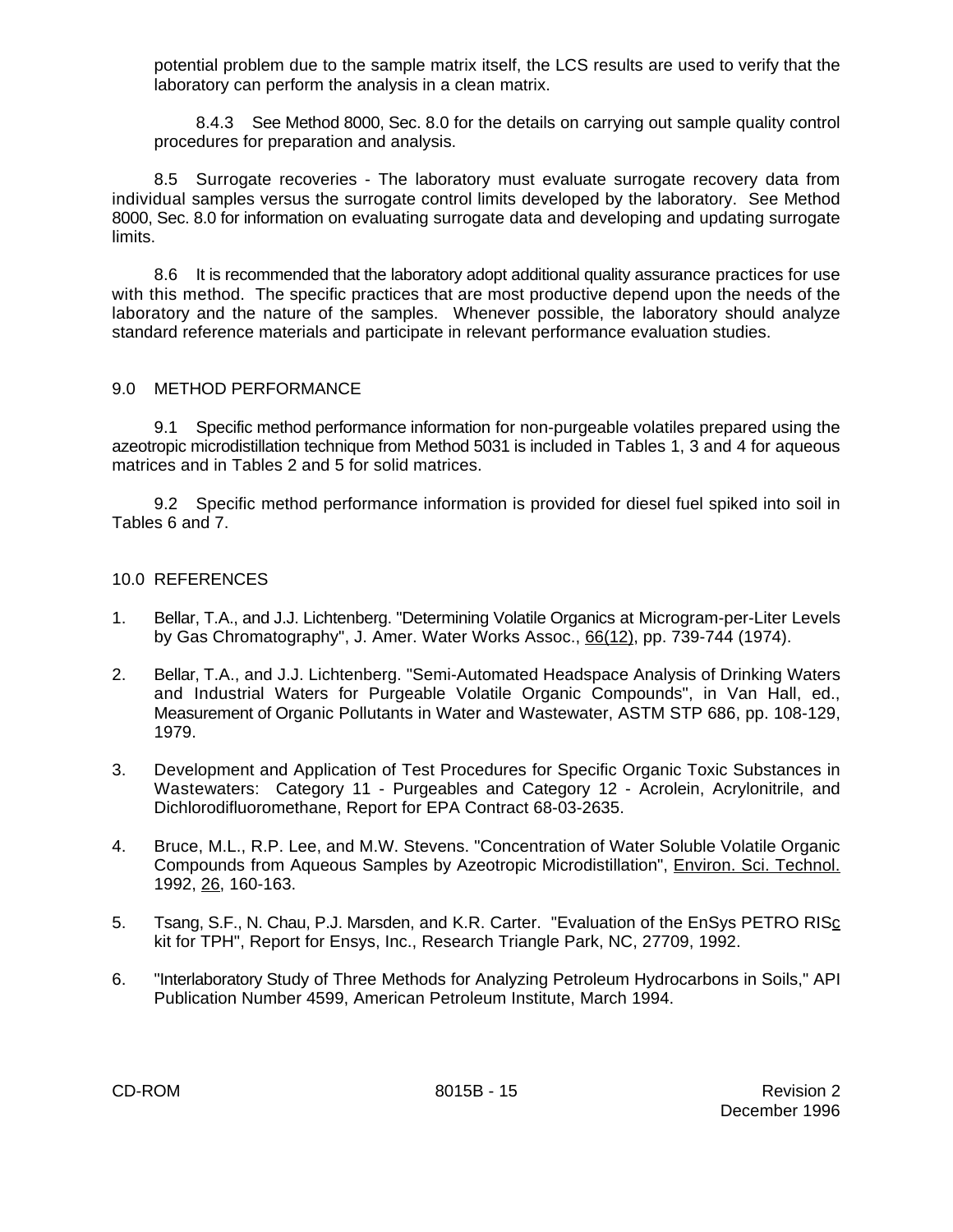potential problem due to the sample matrix itself, the LCS results are used to verify that the laboratory can perform the analysis in a clean matrix.

8.4.3 See Method 8000, Sec. 8.0 for the details on carrying out sample quality control procedures for preparation and analysis.

8.5 Surrogate recoveries - The laboratory must evaluate surrogate recovery data from individual samples versus the surrogate control limits developed by the laboratory. See Method 8000, Sec. 8.0 for information on evaluating surrogate data and developing and updating surrogate limits.

8.6 It is recommended that the laboratory adopt additional quality assurance practices for use with this method. The specific practices that are most productive depend upon the needs of the laboratory and the nature of the samples. Whenever possible, the laboratory should analyze standard reference materials and participate in relevant performance evaluation studies.

## 9.0 METHOD PERFORMANCE

9.1 Specific method performance information for non-purgeable volatiles prepared using the azeotropic microdistillation technique from Method 5031 is included in Tables 1, 3 and 4 for aqueous matrices and in Tables 2 and 5 for solid matrices.

9.2 Specific method performance information is provided for diesel fuel spiked into soil in Tables 6 and 7.

## 10.0 REFERENCES

1. Bellar, T.A., and J.J. Lichtenberg. "Determining Volatile Organics at Microgram-per-Liter Levels by Gas Chromatography", J. Amer. Water Works Assoc., 66(12), pp. 739-744 (1974).

2. Bellar, T.A., and J.J. Lichtenberg. "Semi-Automated Headspace Analysis of Drinking Waters and Industrial Waters for Purgeable Volatile Organic Compounds", in Van Hall, ed., Measurement of Organic Pollutants in Water and Wastewater, ASTM STP 686, pp. 108-129, 1979.

3. Development and Application of Test Procedures for Specific Organic Toxic Substances in Wastewaters: Category 11 - Purgeables and Category 12 - Acrolein, Acrylonitrile, and Dichlorodifluoromethane, Report for EPA Contract 68-03-2635.

4. Bruce, M.L., R.P. Lee, and M.W. Stevens. "Concentration of Water Soluble Volatile Organic Compounds from Aqueous Samples by Azeotropic Microdistillation", Environ. Sci. Technol. 1992, 26, 160-163.

5. Tsang, S.F., N. Chau, P.J. Marsden, and K.R. Carter. "Evaluation of the EnSys PETRO RISc kit for TPH", Report for Ensys, Inc., Research Triangle Park, NC, 27709, 1992.

6. "Interlaboratory Study of Three Methods for Analyzing Petroleum Hydrocarbons in Soils," API Publication Number 4599, American Petroleum Institute, March 1994.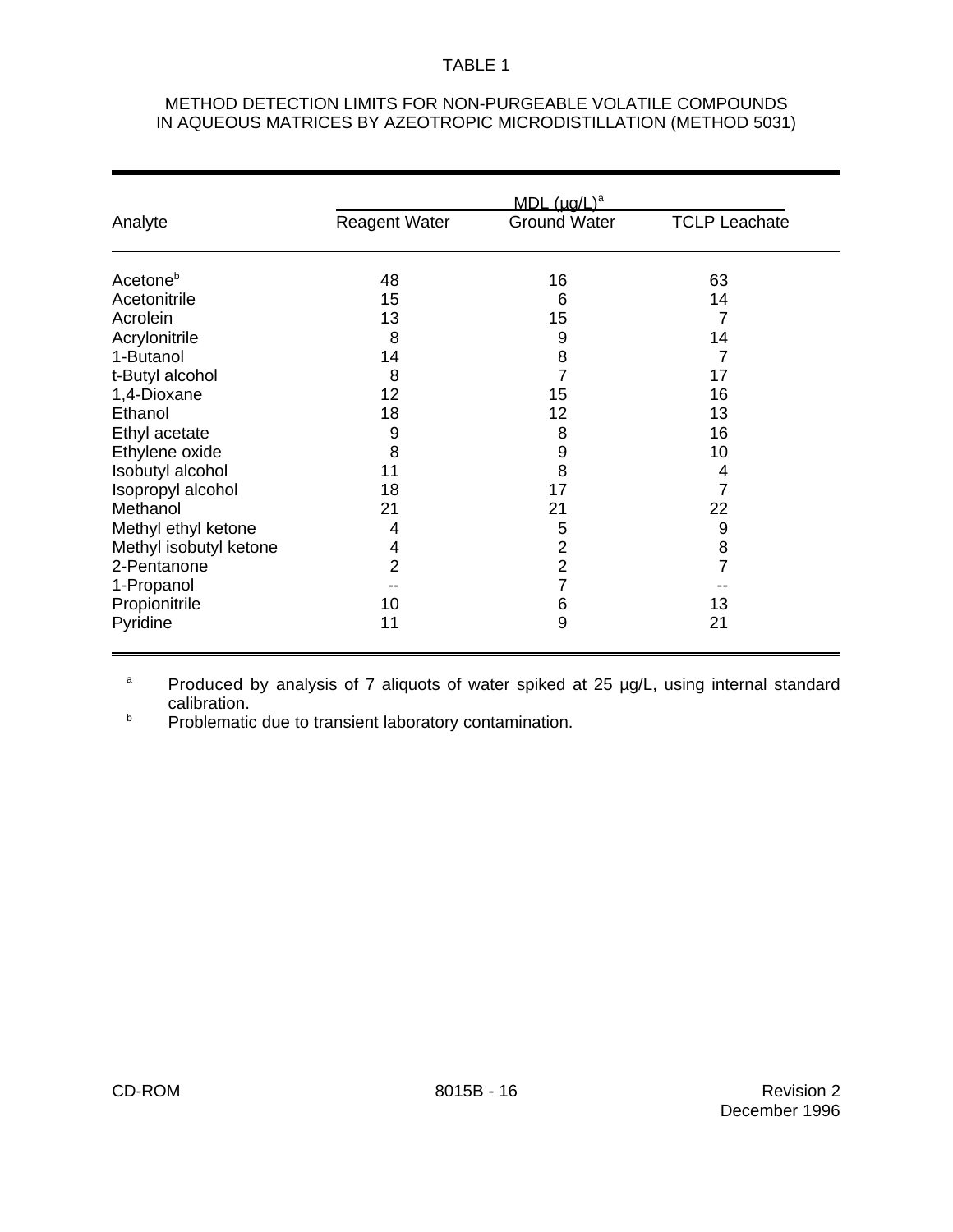TABLE 1

METHOD DETECTION LIMITS FOR NON-PURGEABLE VOLATILE COMPOUNDS IN AQUEOUS MATRICES BY AZEOTROPIC MICRODISTILLATION (METHOD 5031)

| | MDL (µg/L)[a] | | |
|---|---|---|---|
| Analyte | Reagent Water | Ground Water | TCLP Leachate |
| Acetone[b] | 48 | 16 | 63 |
| Acetonitrile | 15 | 6 | 14 |
| Acrolein | 13 | 15 | 7 |
| Acrylonitrile | 8 | 9 | 14 |
| 1-Butanol | 14 | 8 | 7 |
| t-Butyl alcohol | 8 | 7 | 17 |
| 1,4-Dioxane | 12 | 15 | 16 |
| Ethanol | 18 | 12 | 13 |
| Ethyl acetate | 9 | 8 | 16 |
| Ethylene oxide | 8 | 9 | 10 |
| Isobutyl alcohol | 11 | 8 | 4 |
| Isopropyl alcohol | 18 | 17 | 7 |
| Methanol | 21 | 21 | 22 |
| Methyl ethyl ketone | 4 | 5 | 9 |
| Methyl isobutyl ketone | 4 | 2 | 8 |
| 2-Pentanone | 2 | 2 | 7 |
| 1-Propanol | -- | 7 | -- |
| Propionitrile | 10 | 6 | 13 |
| Pyridine | 11 | 9 | 21 |

[a] Produced by analysis of 7 aliquots of water spiked at 25 µg/L, using internal standard calibration.

[b] Problematic due to transient laboratory contamination.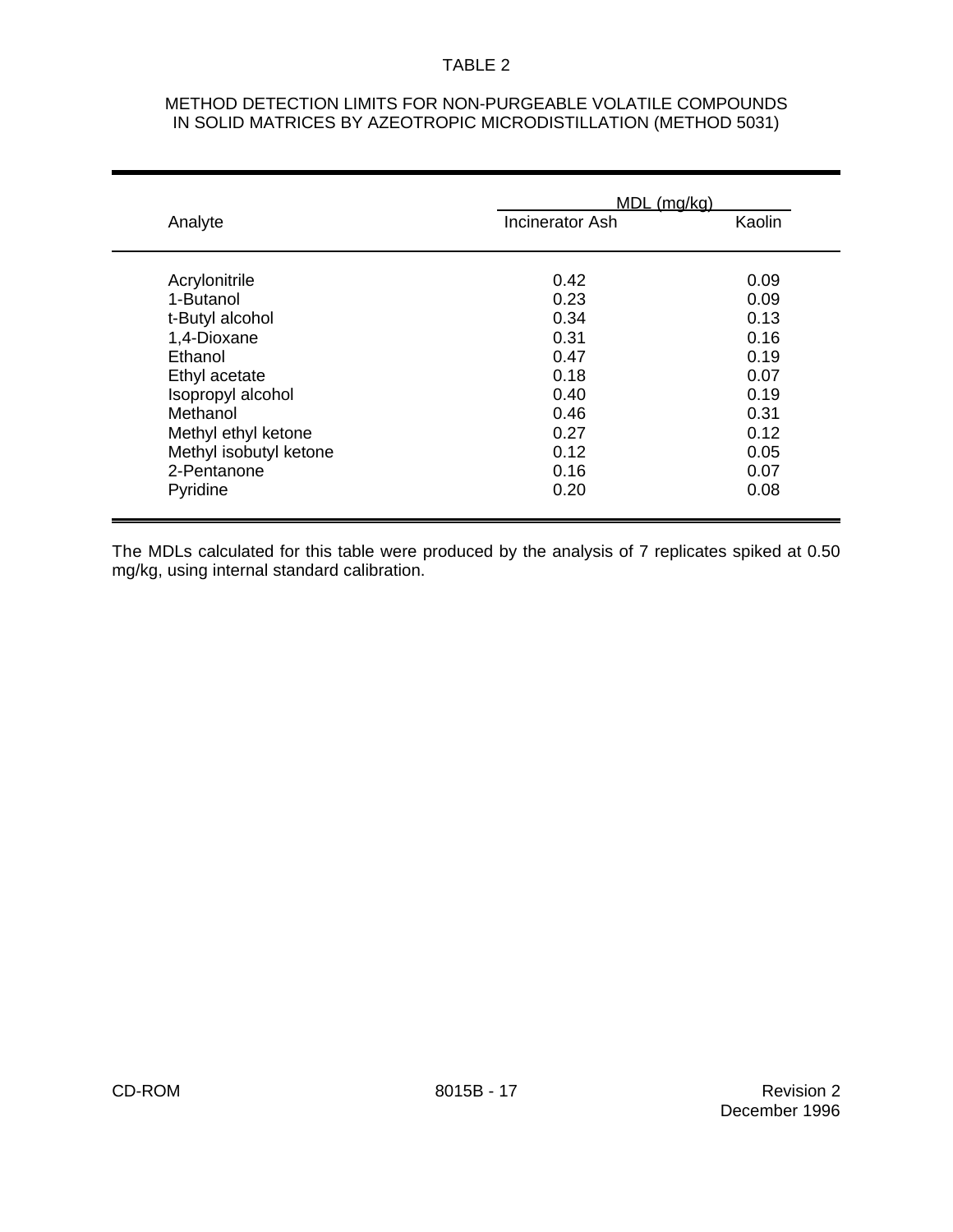TABLE 2

METHOD DETECTION LIMITS FOR NON-PURGEABLE VOLATILE COMPOUNDS IN SOLID MATRICES BY AZEOTROPIC MICRODISTILLATION (METHOD 5031)

| Analyte | MDL (mg/kg) | |
|---|---|---|
| | Incinerator Ash | Kaolin |
| Acrylonitrile | 0.42 | 0.09 |
| 1-Butanol | 0.23 | 0.09 |
| t-Butyl alcohol | 0.34 | 0.13 |
| 1,4-Dioxane | 0.31 | 0.16 |
| Ethanol | 0.47 | 0.19 |
| Ethyl acetate | 0.18 | 0.07 |
| Isopropyl alcohol | 0.40 | 0.19 |
| Methanol | 0.46 | 0.31 |
| Methyl ethyl ketone | 0.27 | 0.12 |
| Methyl isobutyl ketone | 0.12 | 0.05 |
| 2-Pentanone | 0.16 | 0.07 |
| Pyridine | 0.20 | 0.08 |

The MDLs calculated for this table were produced by the analysis of 7 replicates spiked at 0.50 mg/kg, using internal standard calibration.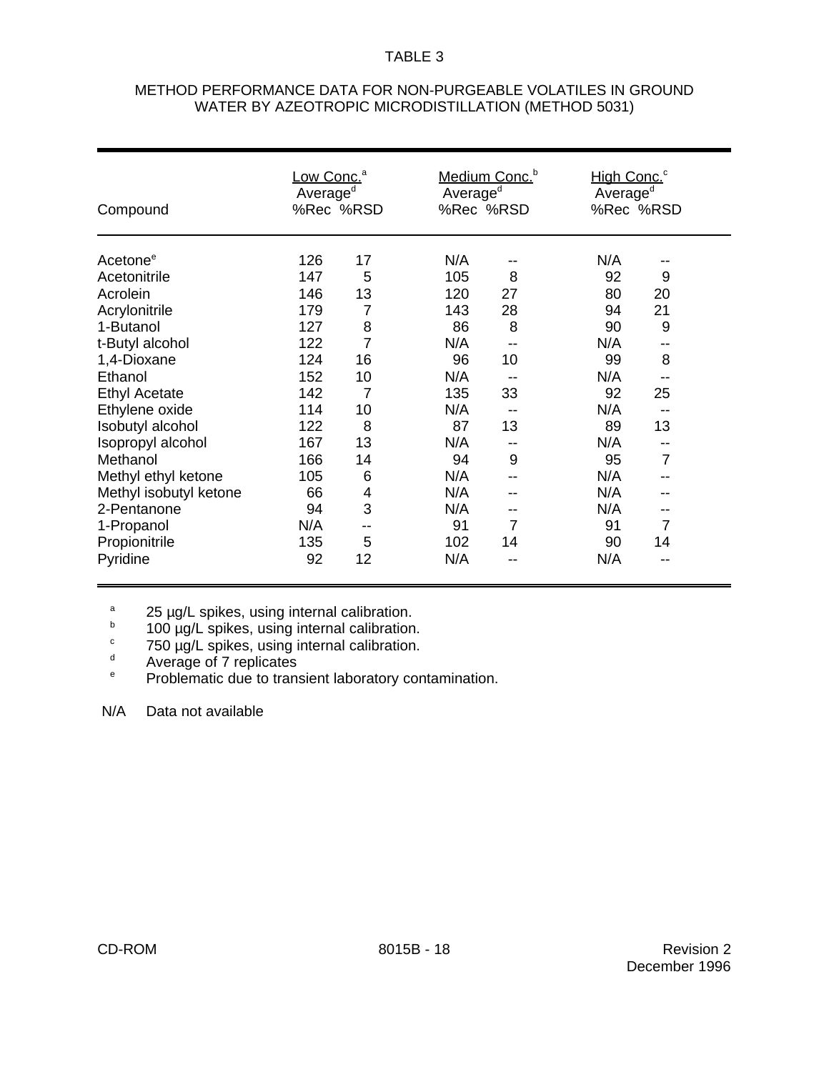TABLE 3

METHOD PERFORMANCE DATA FOR NON-PURGEABLE VOLATILES IN GROUND WATER BY AZEOTROPIC MICRODISTILLATION (METHOD 5031)

| Compound | Low Conc.[a] Average[d] %Rec | %RSD | Medium Conc.[b] Average[d] %Rec | %RSD | High Conc.[c] Average[d] %Rec | %RSD |
|---|---|---|---|---|---|---|
| Acetone[e] | 126 | 17 | N/A | -- | N/A | -- |
| Acetonitrile | 147 | 5 | 105 | 8 | 92 | 9 |
| Acrolein | 146 | 13 | 120 | 27 | 80 | 20 |
| Acrylonitrile | 179 | 7 | 143 | 28 | 94 | 21 |
| 1-Butanol | 127 | 8 | 86 | 8 | 90 | 9 |
| t-Butyl alcohol | 122 | 7 | N/A | -- | N/A | -- |
| 1,4-Dioxane | 124 | 16 | 96 | 10 | 99 | 8 |
| Ethanol | 152 | 10 | N/A | -- | N/A | -- |
| Ethyl Acetate | 142 | 7 | 135 | 33 | 92 | 25 |
| Ethylene oxide | 114 | 10 | N/A | -- | N/A | -- |
| Isobutyl alcohol | 122 | 8 | 87 | 13 | 89 | 13 |
| Isopropyl alcohol | 167 | 13 | N/A | -- | N/A | -- |
| Methanol | 166 | 14 | 94 | 9 | 95 | 7 |
| Methyl ethyl ketone | 105 | 6 | N/A | -- | N/A | -- |
| Methyl isobutyl ketone | 66 | 4 | N/A | -- | N/A | -- |
| 2-Pentanone | 94 | 3 | N/A | -- | N/A | -- |
| 1-Propanol | N/A | -- | 91 | 7 | 91 | 7 |
| Propionitrile | 135 | 5 | 102 | 14 | 90 | 14 |
| Pyridine | 92 | 12 | N/A | -- | N/A | -- |

[a] 25 µg/L spikes, using internal calibration.
[b] 100 µg/L spikes, using internal calibration.
[c] 750 µg/L spikes, using internal calibration.
[d] Average of 7 replicates
[e] Problematic due to transient laboratory contamination.

N/A Data not available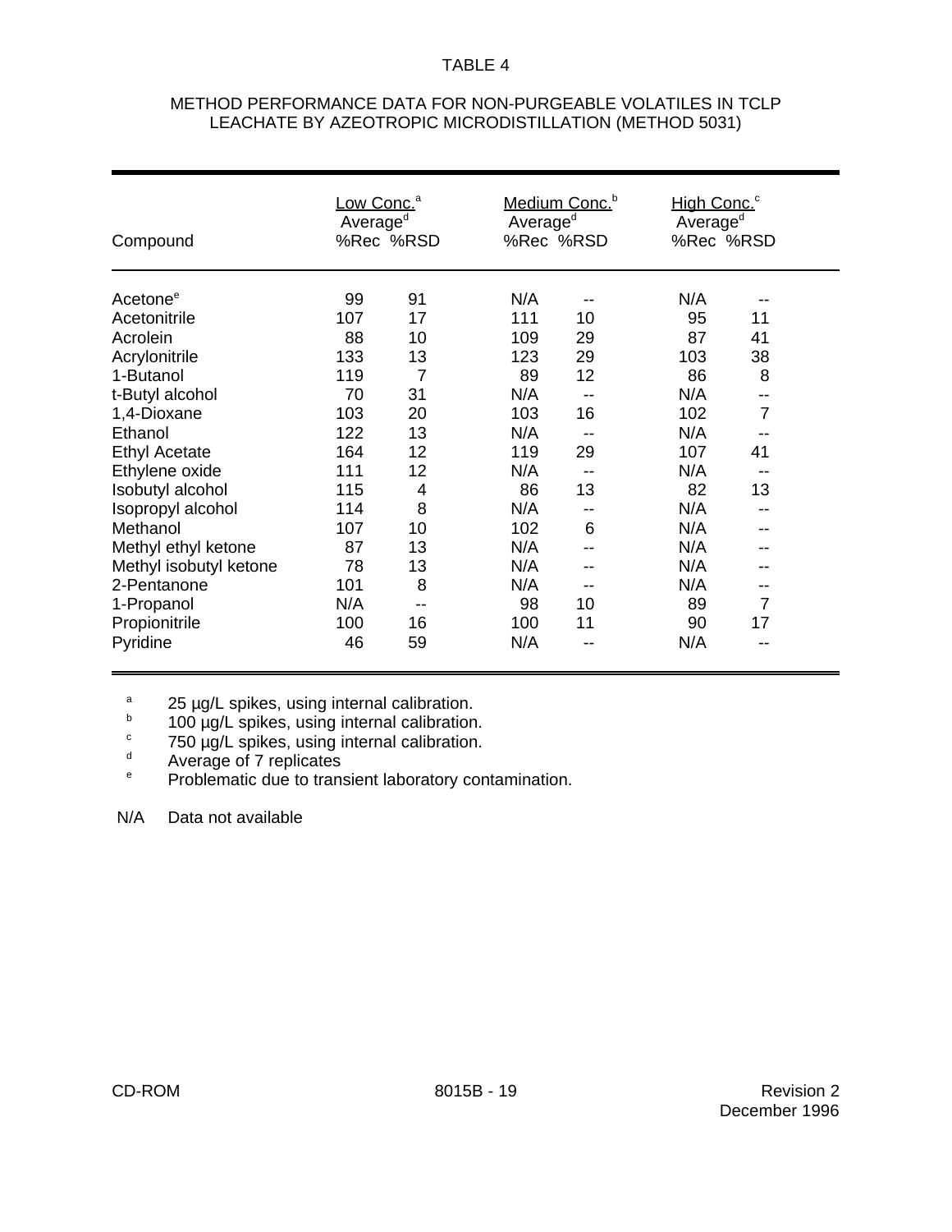TABLE 4

METHOD PERFORMANCE DATA FOR NON-PURGEABLE VOLATILES IN TCLP LEACHATE BY AZEOTROPIC MICRODISTILLATION (METHOD 5031)

| Compound | Low Conc.[a] Average[d] | | Medium Conc.[b] Average[d] | | High Conc.[c] Average[d] | |
|---|---|---|---|---|---|---|
| | %Rec | %RSD | %Rec | %RSD | %Rec | %RSD |
| Acetone[e] | 99 | 91 | N/A | -- | N/A | -- |
| Acetonitrile | 107 | 17 | 111 | 10 | 95 | 11 |
| Acrolein | 88 | 10 | 109 | 29 | 87 | 41 |
| Acrylonitrile | 133 | 13 | 123 | 29 | 103 | 38 |
| 1-Butanol | 119 | 7 | 89 | 12 | 86 | 8 |
| t-Butyl alcohol | 70 | 31 | N/A | -- | N/A | -- |
| 1,4-Dioxane | 103 | 20 | 103 | 16 | 102 | 7 |
| Ethanol | 122 | 13 | N/A | -- | N/A | -- |
| Ethyl Acetate | 164 | 12 | 119 | 29 | 107 | 41 |
| Ethylene oxide | 111 | 12 | N/A | -- | N/A | -- |
| Isobutyl alcohol | 115 | 4 | 86 | 13 | 82 | 13 |
| Isopropyl alcohol | 114 | 8 | N/A | -- | N/A | -- |
| Methanol | 107 | 10 | 102 | 6 | N/A | -- |
| Methyl ethyl ketone | 87 | 13 | N/A | -- | N/A | -- |
| Methyl isobutyl ketone | 78 | 13 | N/A | -- | N/A | -- |
| 2-Pentanone | 101 | 8 | N/A | -- | N/A | -- |
| 1-Propanol | N/A | -- | 98 | 10 | 89 | 7 |
| Propionitrile | 100 | 16 | 100 | 11 | 90 | 17 |
| Pyridine | 46 | 59 | N/A | -- | N/A | -- |

[a] 25 µg/L spikes, using internal calibration.
[b] 100 µg/L spikes, using internal calibration.
[c] 750 µg/L spikes, using internal calibration.
[d] Average of 7 replicates
[e] Problematic due to transient laboratory contamination.

N/A Data not available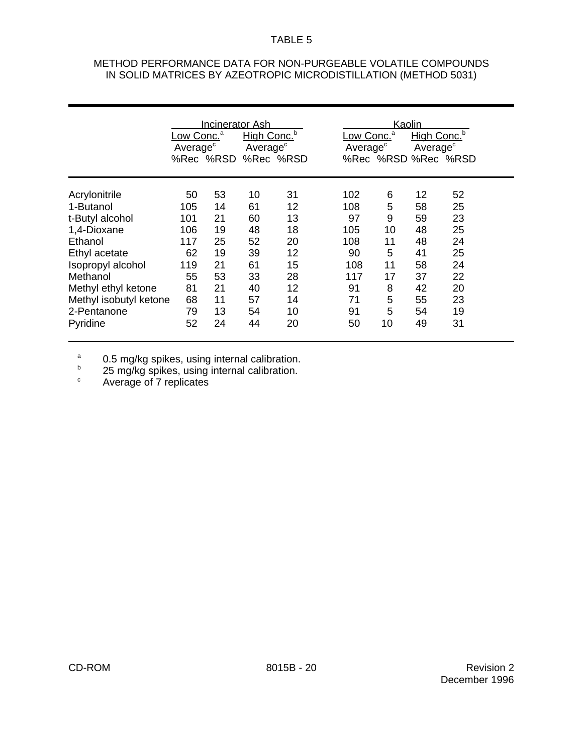TABLE 5

METHOD PERFORMANCE DATA FOR NON-PURGEABLE VOLATILE COMPOUNDS IN SOLID MATRICES BY AZEOTROPIC MICRODISTILLATION (METHOD 5031)

| | Incinerator Ash | | | | Kaolin | | | |
|---|---|---|---|---|---|---|---|---|
| | Low Conc.[a] Average[c] | | High Conc.[b] Average[c] | | Low Conc.[a] Average[c] | | High Conc.[b] Average[c] | |
| | %Rec | %RSD | %Rec | %RSD | %Rec | %RSD | %Rec | %RSD |
| Acrylonitrile | 50 | 53 | 10 | 31 | 102 | 6 | 12 | 52 |
| 1-Butanol | 105 | 14 | 61 | 12 | 108 | 5 | 58 | 25 |
| t-Butyl alcohol | 101 | 21 | 60 | 13 | 97 | 9 | 59 | 23 |
| 1,4-Dioxane | 106 | 19 | 48 | 18 | 105 | 10 | 48 | 25 |
| Ethanol | 117 | 25 | 52 | 20 | 108 | 11 | 48 | 24 |
| Ethyl acetate | 62 | 19 | 39 | 12 | 90 | 5 | 41 | 25 |
| Isopropyl alcohol | 119 | 21 | 61 | 15 | 108 | 11 | 58 | 24 |
| Methanol | 55 | 53 | 33 | 28 | 117 | 17 | 37 | 22 |
| Methyl ethyl ketone | 81 | 21 | 40 | 12 | 91 | 8 | 42 | 20 |
| Methyl isobutyl ketone | 68 | 11 | 57 | 14 | 71 | 5 | 55 | 23 |
| 2-Pentanone | 79 | 13 | 54 | 10 | 91 | 5 | 54 | 19 |
| Pyridine | 52 | 24 | 44 | 20 | 50 | 10 | 49 | 31 |

[a] 0.5 mg/kg spikes, using internal calibration.
[b] 25 mg/kg spikes, using internal calibration.
[c] Average of 7 replicates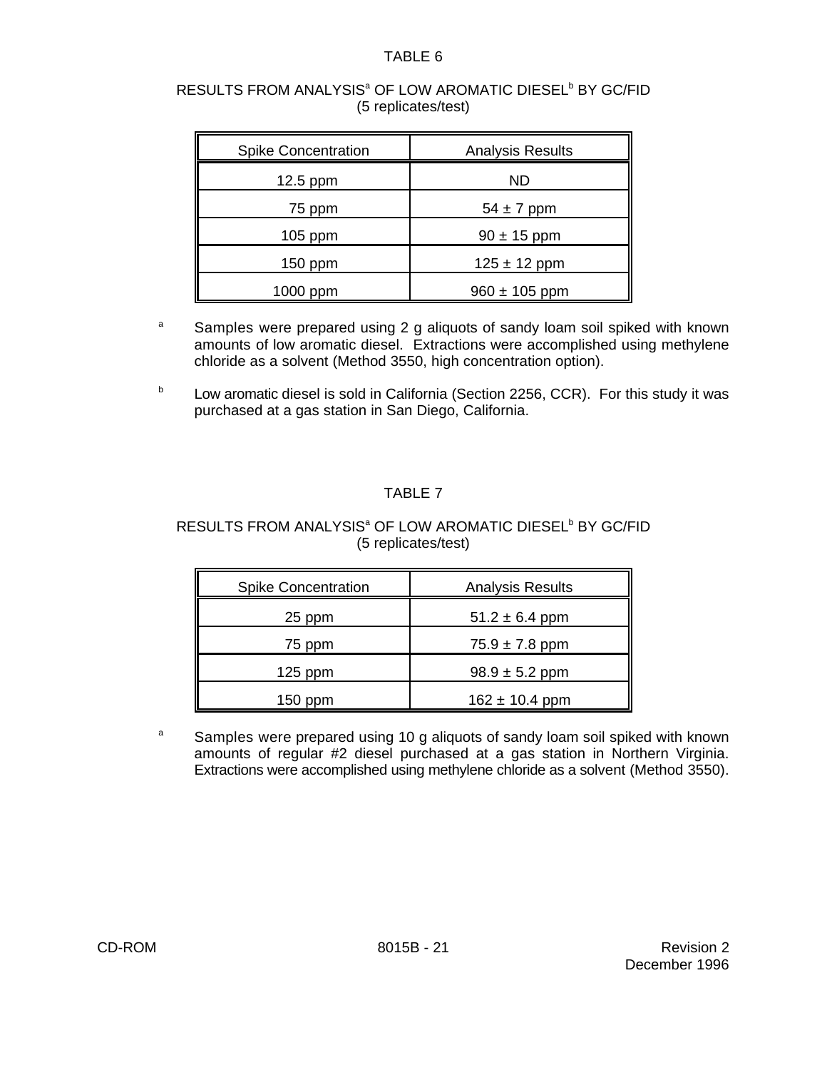TABLE 6

RESULTS FROM ANALYSIS[a] OF LOW AROMATIC DIESEL[b] BY GC/FID
(5 replicates/test)

| Spike Concentration | Analysis Results |
|---|---|
| 12.5 ppm | ND |
| 75 ppm | 54 ± 7 ppm |
| 105 ppm | 90 ± 15 ppm |
| 150 ppm | 125 ± 12 ppm |
| 1000 ppm | 960 ± 105 ppm |

[a] Samples were prepared using 2 g aliquots of sandy loam soil spiked with known amounts of low aromatic diesel. Extractions were accomplished using methylene chloride as a solvent (Method 3550, high concentration option).

[b] Low aromatic diesel is sold in California (Section 2256, CCR). For this study it was purchased at a gas station in San Diego, California.

TABLE 7

RESULTS FROM ANALYSIS[a] OF LOW AROMATIC DIESEL[b] BY GC/FID
(5 replicates/test)

| Spike Concentration | Analysis Results |
|---|---|
| 25 ppm | 51.2 ± 6.4 ppm |
| 75 ppm | 75.9 ± 7.8 ppm |
| 125 ppm | 98.9 ± 5.2 ppm |
| 150 ppm | 162 ± 10.4 ppm |

[a] Samples were prepared using 10 g aliquots of sandy loam soil spiked with known amounts of regular #2 diesel purchased at a gas station in Northern Virginia. Extractions were accomplished using methylene chloride as a solvent (Method 3550).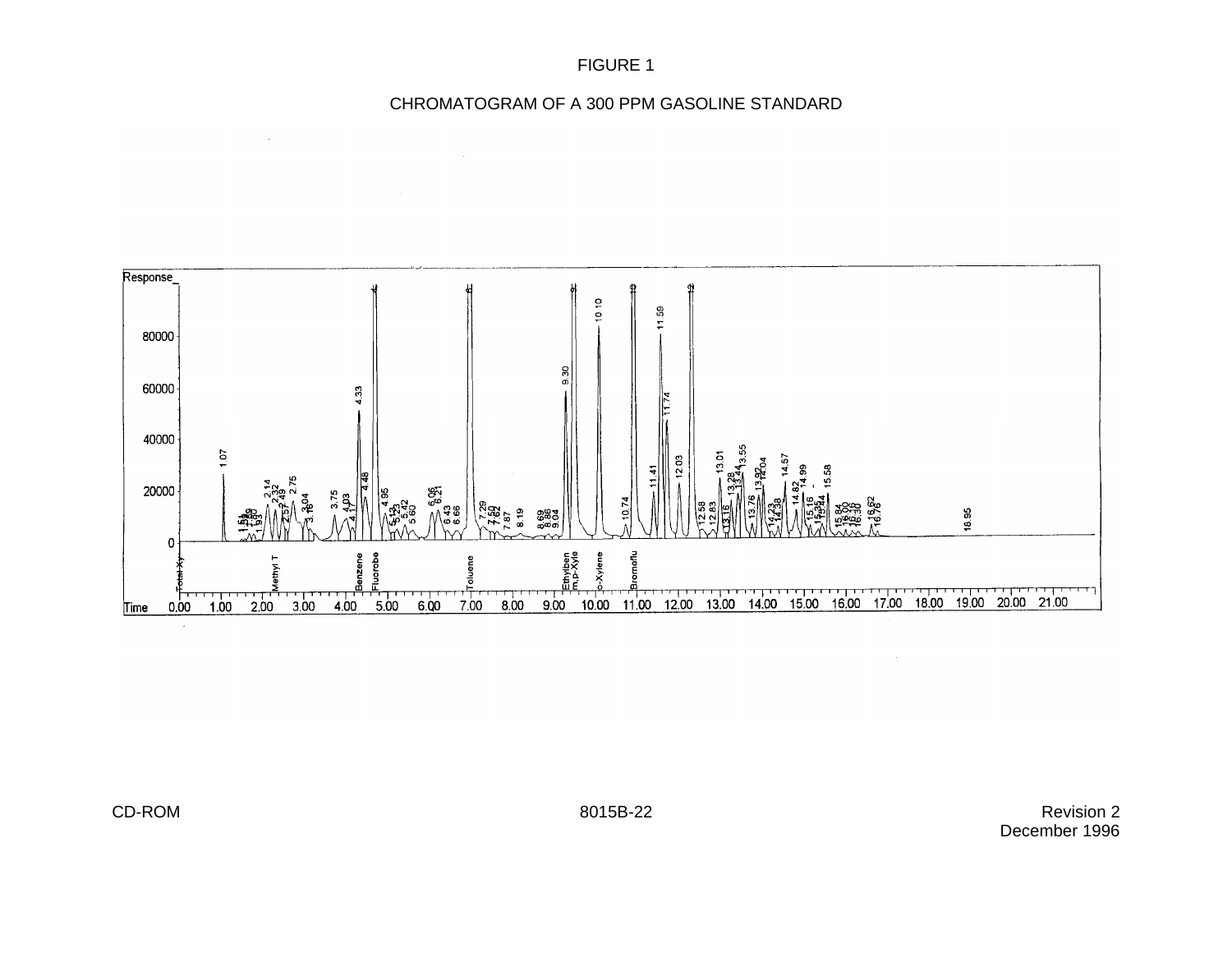FIGURE 1

CHROMATOGRAM OF A 300 PPM GASOLINE STANDARD

Response

80000

60000

40000

20000

0

1.07 1.51 1.59 1.80 1.93 2.14 2.32 2.49 2.57 2.75 3.04 3.16 3.75 4.03 4.17 4.33 4.48 4.95 5.13 5.23 5.42 5.60 6.06 6.21 6.43 6.66 7.29 7.50 7.62 7.87 8.19 8.69 8.86 9.04 9.30 10.10 10.74 11.41 11.59 11.74 12.03 12.58 12.83 13.01 13.16 13.28 13.41 13.55 13.76 13.92 14.04 14.23 14.38 14.57 14.82 14.99 15.16 15.35 15.44 15.58 15.84 16.00 16.16 16.30 16.62 16.76 18.95

Total Xy Methyl T Benzene Fluorobe Toluene Ethylben m,p-Xyle o-Xylene Bromoflu

Time 0.00 1.00 2.00 3.00 4.00 5.00 6.00 7.00 8.00 9.00 10.00 11.00 12.00 13.00 14.00 15.00 16.00 17.00 18.00 19.00 20.00 21.00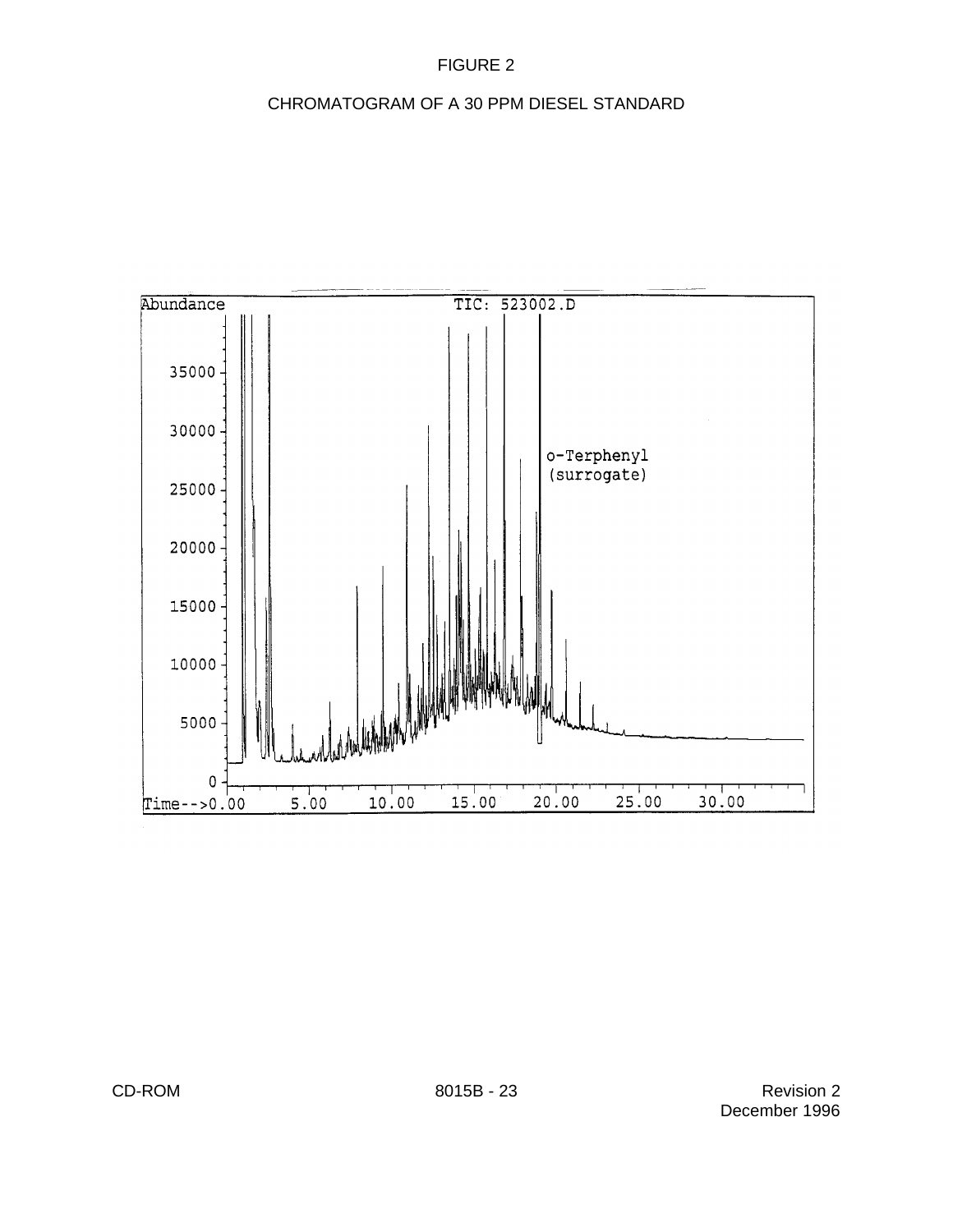FIGURE 2

CHROMATOGRAM OF A 30 PPM DIESEL STANDARD

Abundance

TIC: 523002.D

35000

30000

25000

20000

15000

10000

5000

0

o-Terphenyl
(surrogate)

Time-->0.00 5.00 10.00 15.00 20.00 25.00 30.00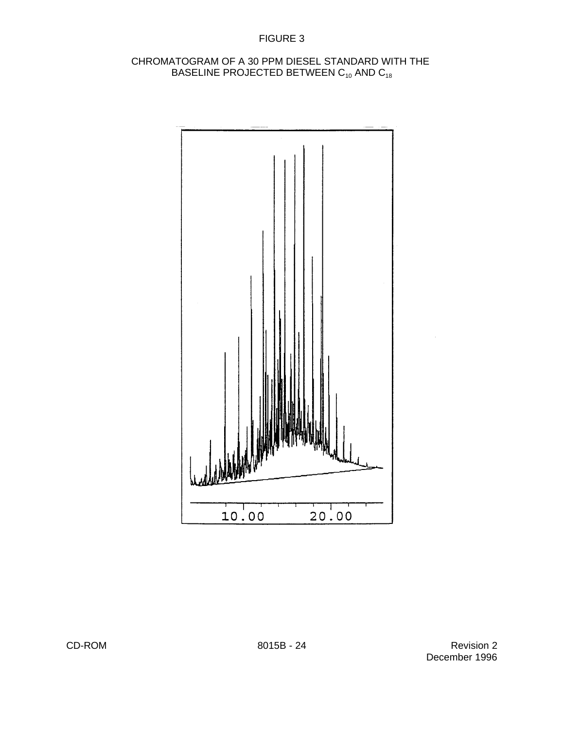FIGURE 3

CHROMATOGRAM OF A 30 PPM DIESEL STANDARD WITH THE BASELINE PROJECTED BETWEEN $C_{10}$ AND $C_{18}$

10.00

20.00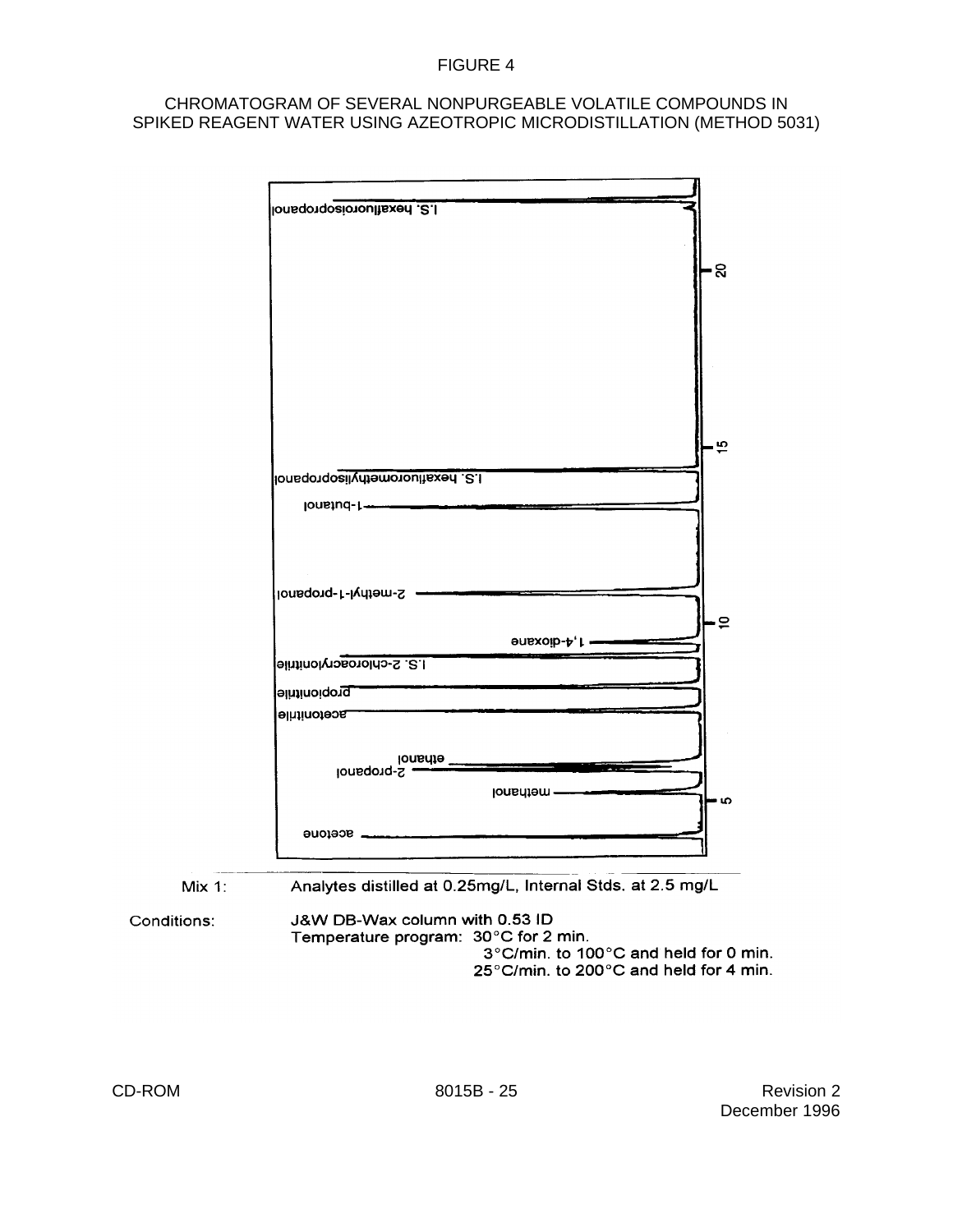FIGURE 4

CHROMATOGRAM OF SEVERAL NONPURGEABLE VOLATILE COMPOUNDS IN SPIKED REAGENT WATER USING AZEOTROPIC MICRODISTILLATION (METHOD 5031)

I.S. hexafluoroisopropanol

20

15

I.S. hexafluoromethylisopropanol

1-butanol

2-methyl-1-propanol

10

1,4-dioxane

I.S. 2-chloroacrylonitrile

propionitrile

acetonitrile

ethanol

2-propanol

methanol

5

acetone

Mix 1: Analytes distilled at 0.25mg/L, Internal Stds. at 2.5 mg/L

Conditions: J&W DB-Wax column with 0.53 ID
Temperature program: 30°C for 2 min.
3°C/min. to 100°C and held for 0 min.
25°C/min. to 200°C and held for 4 min.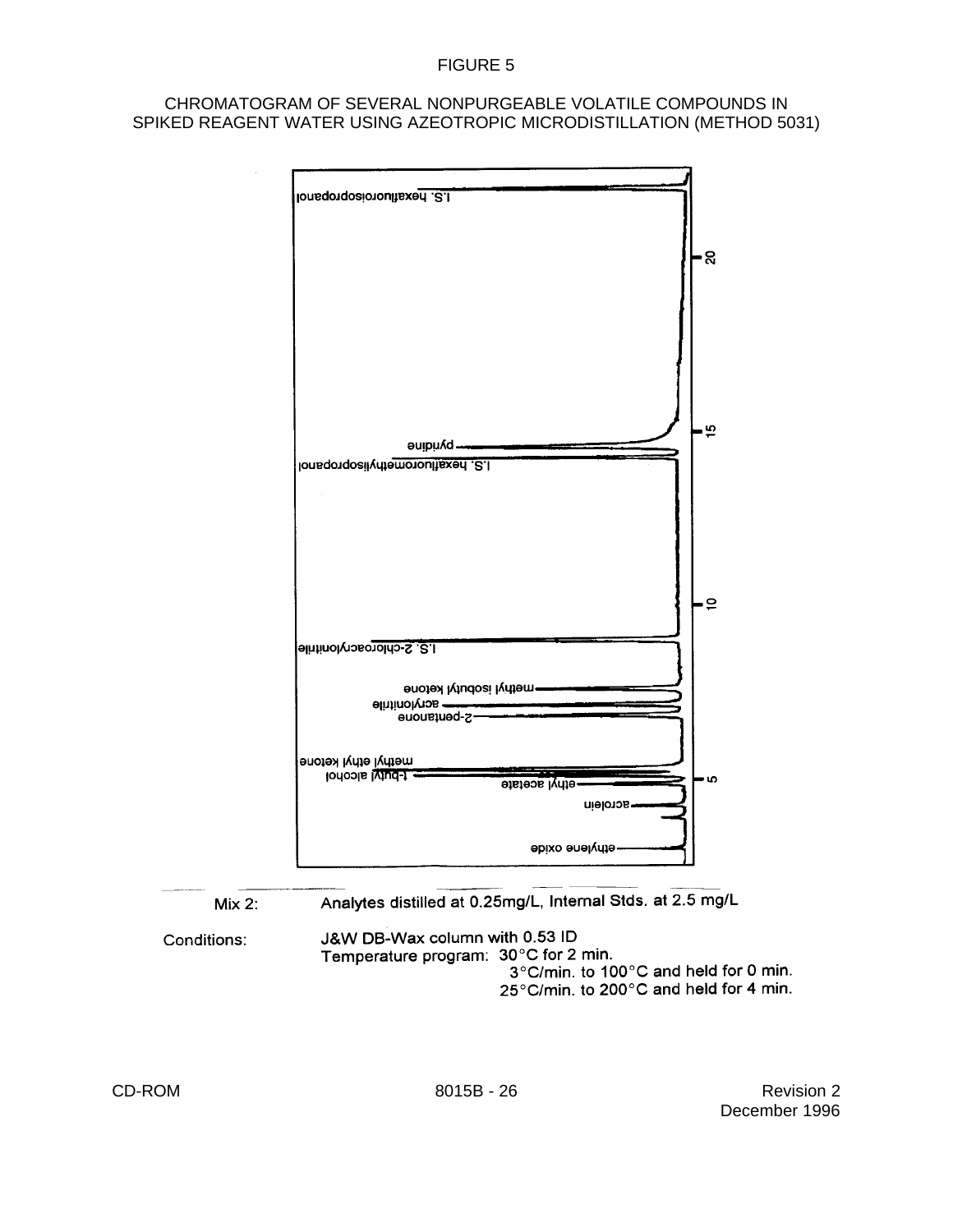FIGURE 5

CHROMATOGRAM OF SEVERAL NONPURGEABLE VOLATILE COMPOUNDS IN SPIKED REAGENT WATER USING AZEOTROPIC MICRODISTILLATION (METHOD 5031)

I.S. hexafluoroisopropanol

20

15

pyridine

I.S. hexafluoromethylisopropanol

10

I.S. 2-chloroacrylonitrile

methyl isobutyl ketone

acrylonitrile

2-pentanone

methyl ethyl ketone

t-butyl alcohol

ethyl acetate

5

acrolein

ethylene oxide

Mix 2: Analytes distilled at 0.25mg/L, Internal Stds. at 2.5 mg/L

Conditions: J&W DB-Wax column with 0.53 ID
Temperature program: 30°C for 2 min.
3°C/min. to 100°C and held for 0 min.
25°C/min. to 200°C and held for 4 min.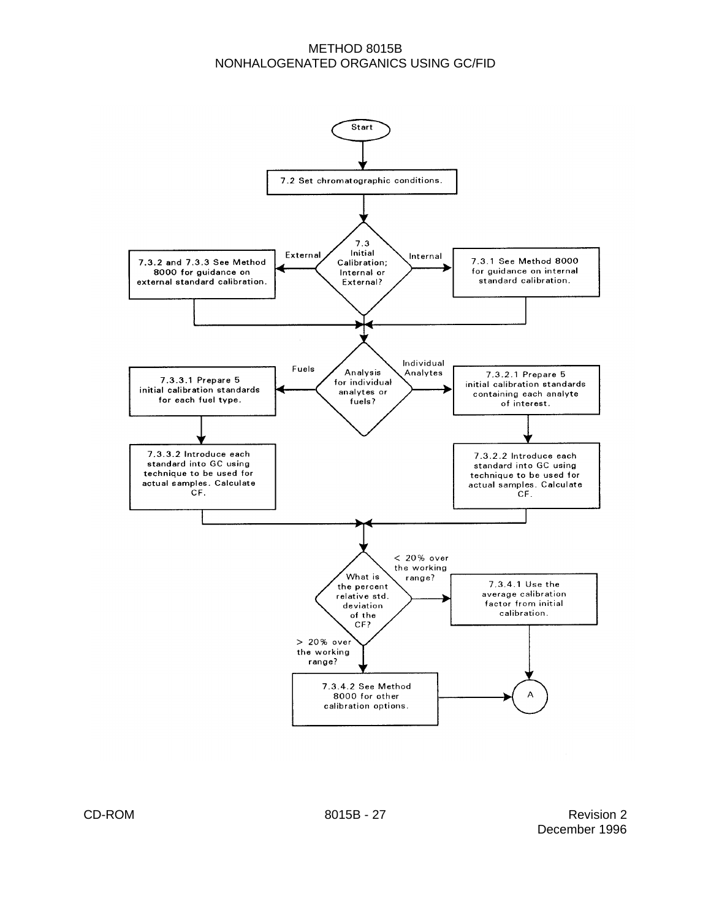# METHOD 8015B
# NONHALOGENATED ORGANICS USING GC/FID

Start

7.2 Set chromatographic conditions.

7.3 Initial Calibration; Internal or External?

External

7.3.2 and 7.3.3 See Method 8000 for guidance on external standard calibration.

Internal

7.3.1 See Method 8000 for guidance on internal standard calibration.

Analysis for individual analytes or fuels?

Fuels

7.3.3.1 Prepare 5 initial calibration standards for each fuel type.

7.3.3.2 Introduce each standard into GC using technique to be used for actual samples. Calculate CF.

Individual Analytes

7.3.2.1 Prepare 5 initial calibration standards containing each analyte of interest.

7.3.2.2 Introduce each standard into GC using technique to be used for actual samples. Calculate CF.

What is the percent relative std. deviation of the CF?

< 20% over the working range?

7.3.4.1 Use the average calibration factor from initial calibration.

> 20% over the working range?

7.3.4.2 See Method 8000 for other calibration options.

A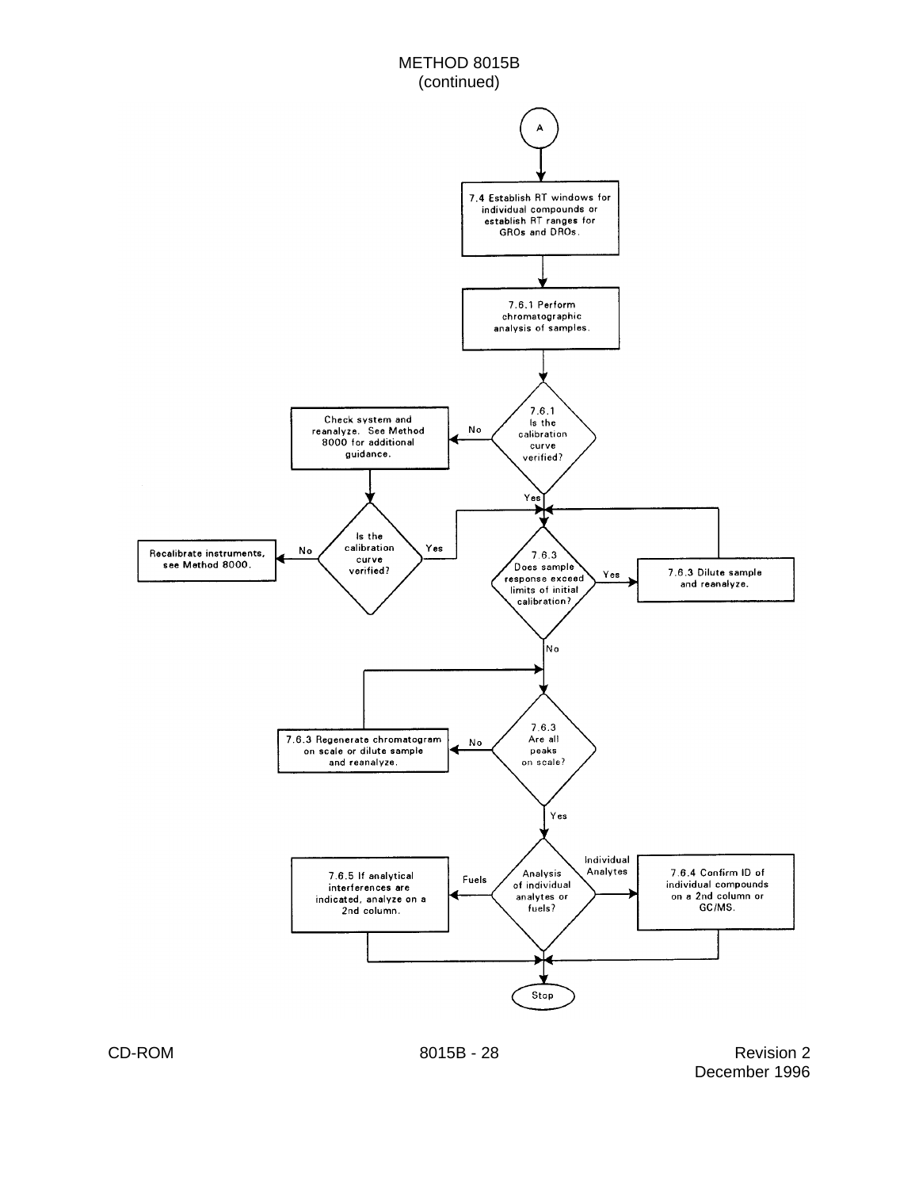METHOD 8015B
(continued)

A

7.4 Establish RT windows for individual compounds or establish RT ranges for GROs and DROs.

7.6.1 Perform chromatographic analysis of samples.

7.6.1 Is the calibration curve verified?

No

Check system and reanalyze. See Method 8000 for additional guidance.

Is the calibration curve verified?

No

Recalibrate instruments, see Method 8000.

Yes

Yes

7.6.3 Does sample response exceed limits of initial calibration?

Yes

7.6.3 Dilute sample and reanalyze.

No

7.6.3 Are all peaks on scale?

No

7.6.3 Regenerate chromatogram on scale or dilute sample and reanalyze.

Yes

Analysis of individual analytes or fuels?

Fuels

7.6.5 If analytical interferences are indicated, analyze on a 2nd column.

Individual Analytes

7.6.4 Confirm ID of individual compounds on a 2nd column or GC/MS.

Stop